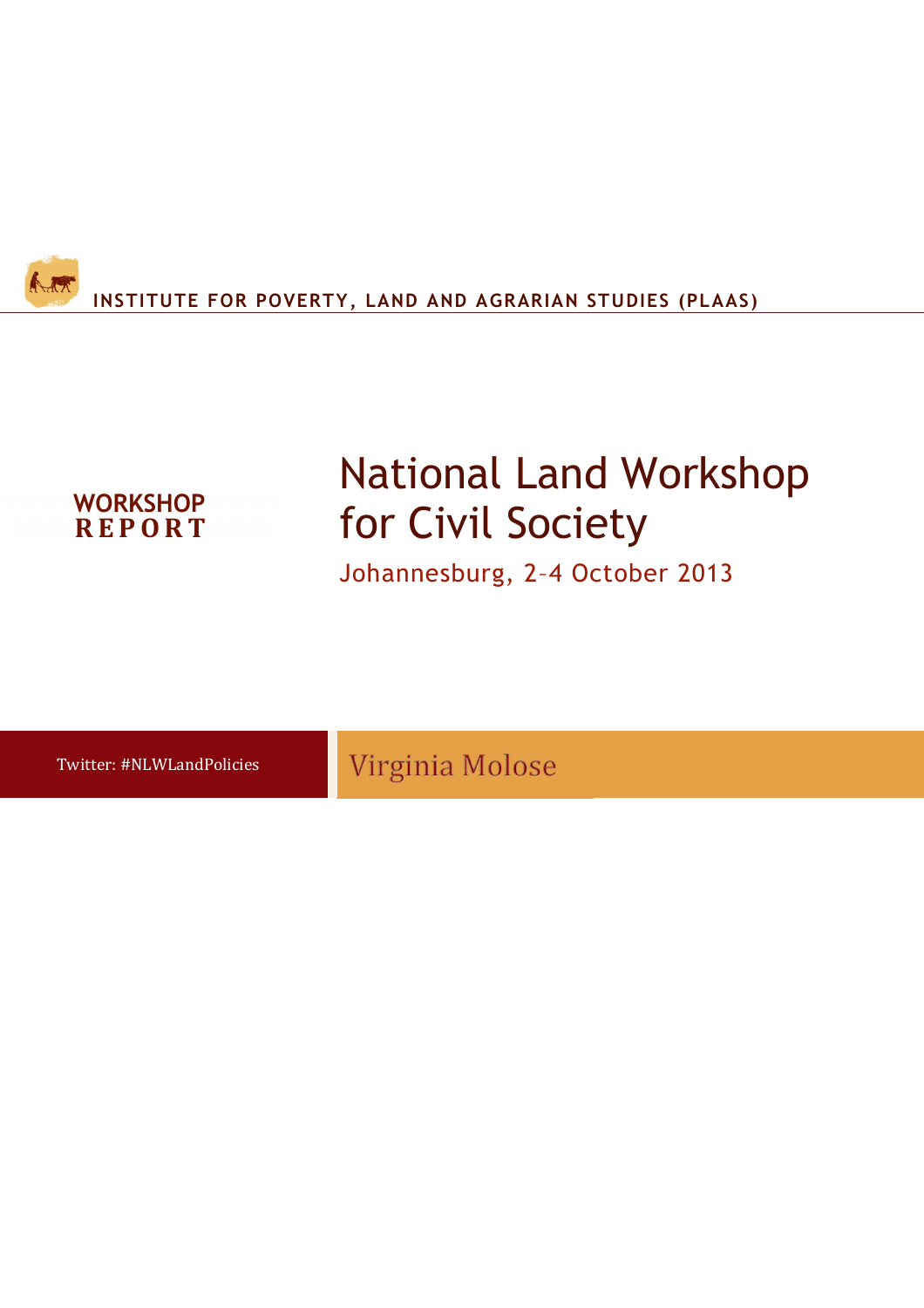**INSTITUTE FOR POVERTY, LAND AND AGRARIAN STUDIES (PLAAS)**

**WORKSHOP REPORT**

# National Land Workshop for Civil Society

Johannesburg, 2–4 October 2013

Twitter: #NLWLandPolicies

Virginia Molose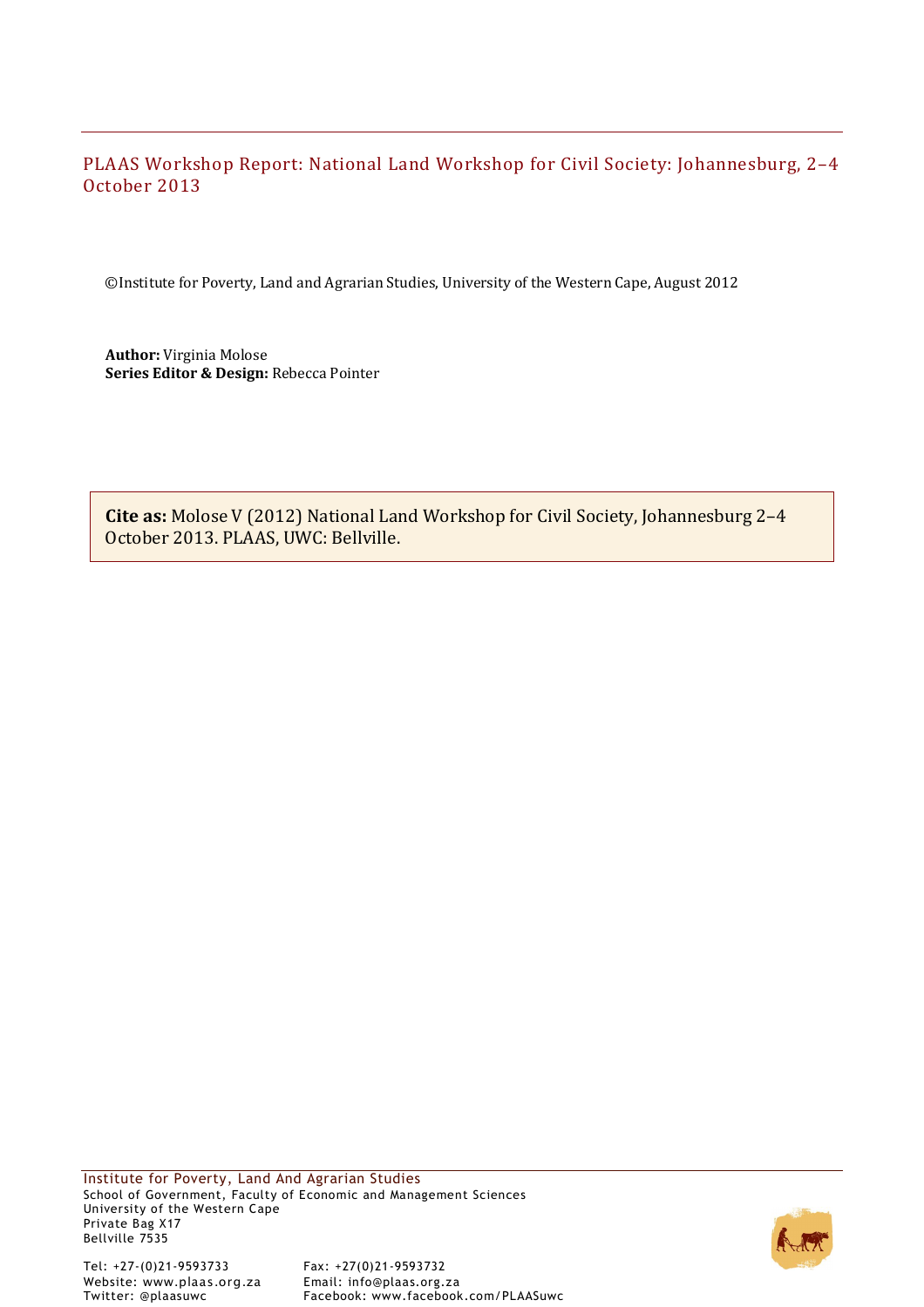PLAAS Workshop Report: National Land Workshop for Civil Society: Johannesburg, 2–4 October 2013

©Institute for Poverty, Land and Agrarian Studies, University of the Western Cape, August 2012

**Author:** Virginia Molose
**Series Editor & Design:** Rebecca Pointer

**Cite as:** Molose V (2012) National Land Workshop for Civil Society, Johannesburg 2–4 October 2013. PLAAS, UWC: Bellville.

Institute for Poverty, Land And Agrarian Studies
School of Government, Faculty of Economic and Management Sciences
University of the Western Cape
Private Bag X17
Bellville 7535

Tel: +27-(0)21-9593733
Fax: +27(0)21-9593732
Website: www.plaas.org.za
Email: info@plaas.org.za
Twitter: @plaasuwc
Facebook: www.facebook.com/PLAASuwc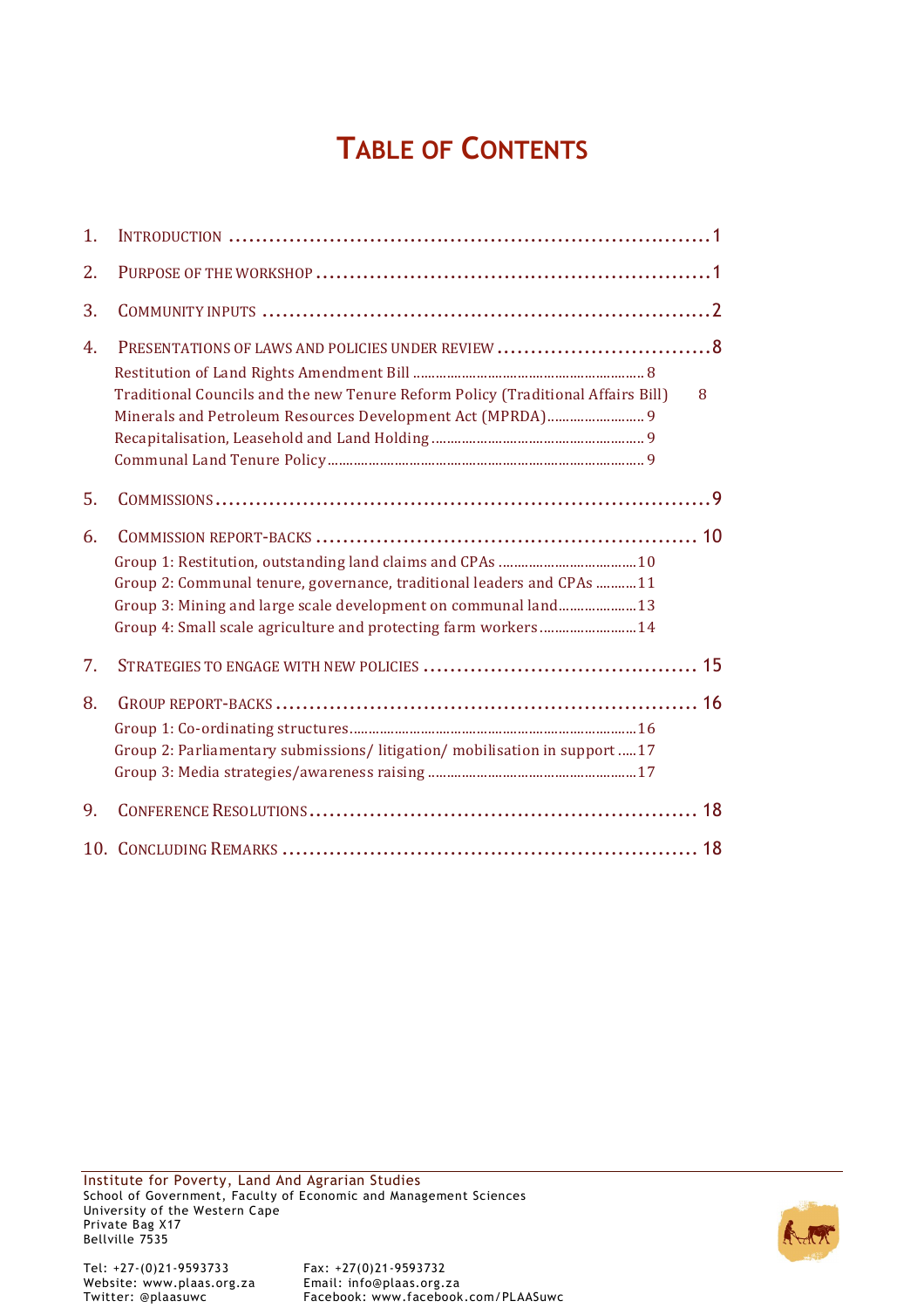# TABLE OF CONTENTS

1. INTRODUCTION ....................................................................1
2. PURPOSE OF THE WORKSHOP ....................................................1
3. COMMUNITY INPUTS ..............................................................2
4. PRESENTATIONS OF LAWS AND POLICIES UNDER REVIEW ...............................8
   - Restitution of Land Rights Amendment Bill ..............................8
   - Traditional Councils and the new Tenure Reform Policy (Traditional Affairs Bill) 8
   - Minerals and Petroleum Resources Development Act (MPRDA)..........9
   - Recapitalisation, Leasehold and Land Holding ..............................9
   - Communal Land Tenure Policy ..............................9
5. COMMISSIONS ....................................................................9
6. COMMISSION REPORT-BACKS .................................................... 10
   - Group 1: Restitution, outstanding land claims and CPAs ..........10
   - Group 2: Communal tenure, governance, traditional leaders and CPAs ..........11
   - Group 3: Mining and large scale development on communal land..........13
   - Group 4: Small scale agriculture and protecting farm workers ..........14
7. STRATEGIES TO ENGAGE WITH NEW POLICIES ........................................ 15
8. GROUP REPORT-BACKS ............................................................. 16
   - Group 1: Co-ordinating structures..........16
   - Group 2: Parliamentary submissions/ litigation/ mobilisation in support .....17
   - Group 3: Media strategies/awareness raising ..........17
9. CONFERENCE RESOLUTIONS ........................................................ 18
10. CONCLUDING REMARKS ............................................................ 18

Institute for Poverty, Land And Agrarian Studies
School of Government, Faculty of Economic and Management Sciences
University of the Western Cape
Private Bag X17
Bellville 7535

Tel: +27-(0)21-9593733
Fax: +27(0)21-9593732
Website: www.plaas.org.za
Email: info@plaas.org.za
Twitter: @plaasuwc
Facebook: www.facebook.com/PLAASuwc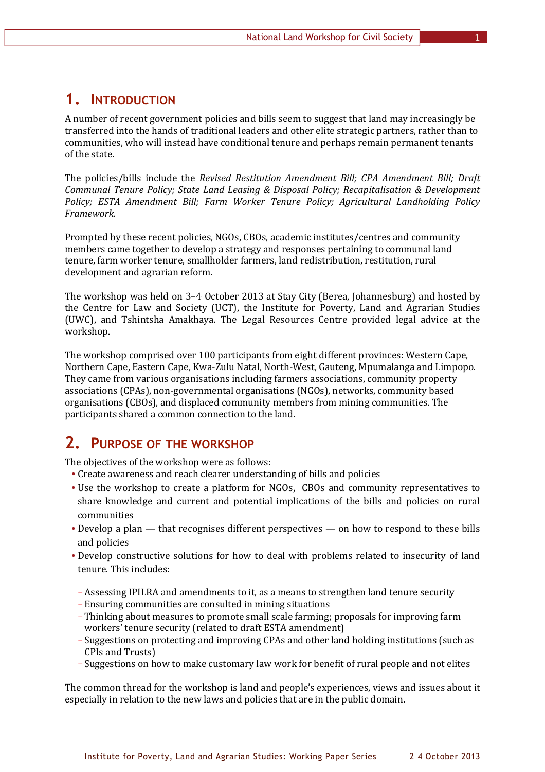# 1. Introduction

A number of recent government policies and bills seem to suggest that land may increasingly be transferred into the hands of traditional leaders and other elite strategic partners, rather than to communities, who will instead have conditional tenure and perhaps remain permanent tenants of the state.

The policies/bills include the *Revised Restitution Amendment Bill; CPA Amendment Bill; Draft Communal Tenure Policy; State Land Leasing & Disposal Policy; Recapitalisation & Development Policy; ESTA Amendment Bill; Farm Worker Tenure Policy; Agricultural Landholding Policy Framework.*

Prompted by these recent policies, NGOs, CBOs, academic institutes/centres and community members came together to develop a strategy and responses pertaining to communal land tenure, farm worker tenure, smallholder farmers, land redistribution, restitution, rural development and agrarian reform.

The workshop was held on 3–4 October 2013 at Stay City (Berea, Johannesburg) and hosted by the Centre for Law and Society (UCT), the Institute for Poverty, Land and Agrarian Studies (UWC), and Tshintsha Amakhaya. The Legal Resources Centre provided legal advice at the workshop.

The workshop comprised over 100 participants from eight different provinces: Western Cape, Northern Cape, Eastern Cape, Kwa-Zulu Natal, North-West, Gauteng, Mpumalanga and Limpopo. They came from various organisations including farmers associations, community property associations (CPAs), non-governmental organisations (NGOs), networks, community based organisations (CBOs), and displaced community members from mining communities. The participants shared a common connection to the land.

# 2. Purpose of the workshop

The objectives of the workshop were as follows:

- Create awareness and reach clearer understanding of bills and policies
- Use the workshop to create a platform for NGOs, CBOs and community representatives to share knowledge and current and potential implications of the bills and policies on rural communities
- Develop a plan — that recognises different perspectives — on how to respond to these bills and policies
- Develop constructive solutions for how to deal with problems related to insecurity of land tenure. This includes:
  - Assessing IPILRA and amendments to it, as a means to strengthen land tenure security
  - Ensuring communities are consulted in mining situations
  - Thinking about measures to promote small scale farming; proposals for improving farm workers' tenure security (related to draft ESTA amendment)
  - Suggestions on protecting and improving CPAs and other land holding institutions (such as CPIs and Trusts)
  - Suggestions on how to make customary law work for benefit of rural people and not elites

The common thread for the workshop is land and people's experiences, views and issues about it especially in relation to the new laws and policies that are in the public domain.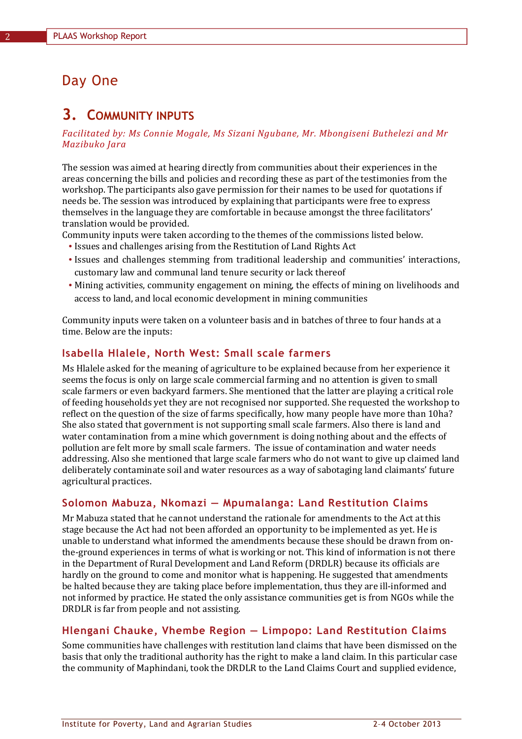# Day One

## 3. Community Inputs

*Facilitated by: Ms Connie Mogale, Ms Sizani Ngubane, Mr. Mbongiseni Buthelezi and Mr Mazibuko Jara*

The session was aimed at hearing directly from communities about their experiences in the areas concerning the bills and policies and recording these as part of the testimonies from the workshop. The participants also gave permission for their names to be used for quotations if needs be. The session was introduced by explaining that participants were free to express themselves in the language they are comfortable in because amongst the three facilitators' translation would be provided.

Community inputs were taken according to the themes of the commissions listed below.

- Issues and challenges arising from the Restitution of Land Rights Act
- Issues and challenges stemming from traditional leadership and communities' interactions, customary law and communal land tenure security or lack thereof
- Mining activities, community engagement on mining, the effects of mining on livelihoods and access to land, and local economic development in mining communities

Community inputs were taken on a volunteer basis and in batches of three to four hands at a time. Below are the inputs:

### Isabella Hlalele, North West: Small scale farmers

Ms Hlalele asked for the meaning of agriculture to be explained because from her experience it seems the focus is only on large scale commercial farming and no attention is given to small scale farmers or even backyard farmers. She mentioned that the latter are playing a critical role of feeding households yet they are not recognised nor supported. She requested the workshop to reflect on the question of the size of farms specifically, how many people have more than 10ha? She also stated that government is not supporting small scale farmers. Also there is land and water contamination from a mine which government is doing nothing about and the effects of pollution are felt more by small scale farmers. The issue of contamination and water needs addressing. Also she mentioned that large scale farmers who do not want to give up claimed land deliberately contaminate soil and water resources as a way of sabotaging land claimants' future agricultural practices.

### Solomon Mabuza, Nkomazi — Mpumalanga: Land Restitution Claims

Mr Mabuza stated that he cannot understand the rationale for amendments to the Act at this stage because the Act had not been afforded an opportunity to be implemented as yet. He is unable to understand what informed the amendments because these should be drawn from on-the-ground experiences in terms of what is working or not. This kind of information is not there in the Department of Rural Development and Land Reform (DRDLR) because its officials are hardly on the ground to come and monitor what is happening. He suggested that amendments be halted because they are taking place before implementation, thus they are ill-informed and not informed by practice. He stated the only assistance communities get is from NGOs while the DRDLR is far from people and not assisting.

### Hlengani Chauke, Vhembe Region — Limpopo: Land Restitution Claims

Some communities have challenges with restitution land claims that have been dismissed on the basis that only the traditional authority has the right to make a land claim. In this particular case the community of Maphindani, took the DRDLR to the Land Claims Court and supplied evidence,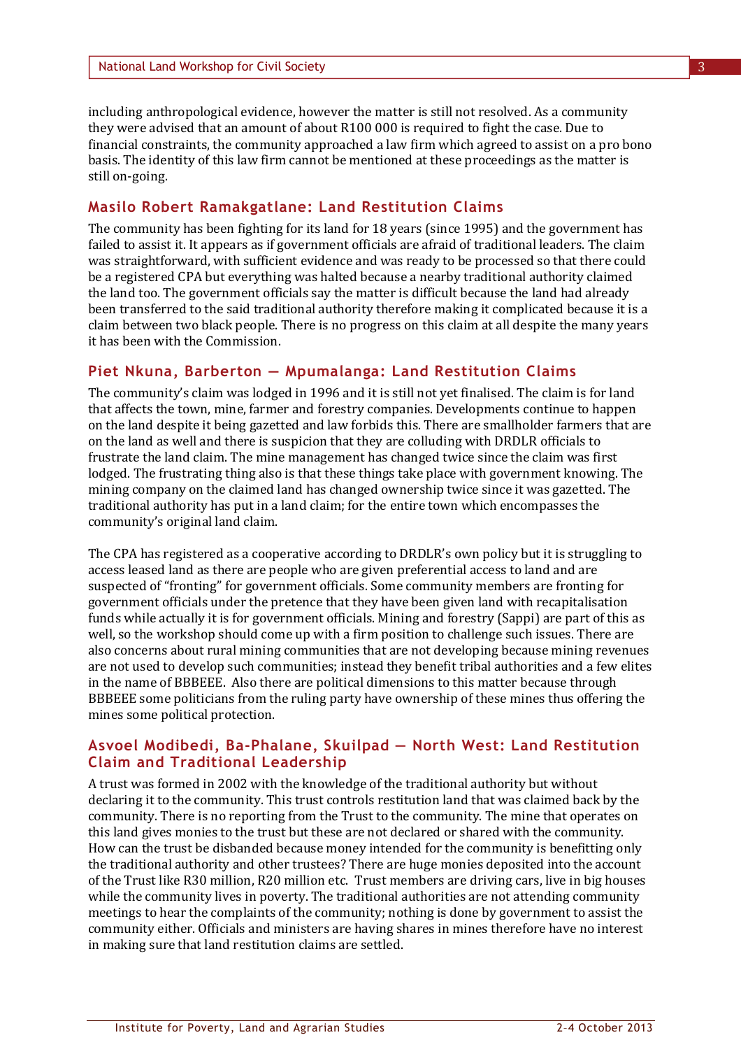including anthropological evidence, however the matter is still not resolved. As a community they were advised that an amount of about R100 000 is required to fight the case. Due to financial constraints, the community approached a law firm which agreed to assist on a pro bono basis. The identity of this law firm cannot be mentioned at these proceedings as the matter is still on-going.

### Masilo Robert Ramakgatlane: Land Restitution Claims

The community has been fighting for its land for 18 years (since 1995) and the government has failed to assist it. It appears as if government officials are afraid of traditional leaders. The claim was straightforward, with sufficient evidence and was ready to be processed so that there could be a registered CPA but everything was halted because a nearby traditional authority claimed the land too. The government officials say the matter is difficult because the land had already been transferred to the said traditional authority therefore making it complicated because it is a claim between two black people. There is no progress on this claim at all despite the many years it has been with the Commission.

### Piet Nkuna, Barberton — Mpumalanga: Land Restitution Claims

The community's claim was lodged in 1996 and it is still not yet finalised. The claim is for land that affects the town, mine, farmer and forestry companies. Developments continue to happen on the land despite it being gazetted and law forbids this. There are smallholder farmers that are on the land as well and there is suspicion that they are colluding with DRDLR officials to frustrate the land claim. The mine management has changed twice since the claim was first lodged. The frustrating thing also is that these things take place with government knowing. The mining company on the claimed land has changed ownership twice since it was gazetted. The traditional authority has put in a land claim; for the entire town which encompasses the community's original land claim.

The CPA has registered as a cooperative according to DRDLR's own policy but it is struggling to access leased land as there are people who are given preferential access to land and are suspected of "fronting" for government officials. Some community members are fronting for government officials under the pretence that they have been given land with recapitalisation funds while actually it is for government officials. Mining and forestry (Sappi) are part of this as well, so the workshop should come up with a firm position to challenge such issues. There are also concerns about rural mining communities that are not developing because mining revenues are not used to develop such communities; instead they benefit tribal authorities and a few elites in the name of BBBEEE. Also there are political dimensions to this matter because through BBBEEE some politicians from the ruling party have ownership of these mines thus offering the mines some political protection.

### Asvoel Modibedi, Ba-Phalane, Skuilpad — North West: Land Restitution Claim and Traditional Leadership

A trust was formed in 2002 with the knowledge of the traditional authority but without declaring it to the community. This trust controls restitution land that was claimed back by the community. There is no reporting from the Trust to the community. The mine that operates on this land gives monies to the trust but these are not declared or shared with the community. How can the trust be disbanded because money intended for the community is benefitting only the traditional authority and other trustees? There are huge monies deposited into the account of the Trust like R30 million, R20 million etc. Trust members are driving cars, live in big houses while the community lives in poverty. The traditional authorities are not attending community meetings to hear the complaints of the community; nothing is done by government to assist the community either. Officials and ministers are having shares in mines therefore have no interest in making sure that land restitution claims are settled.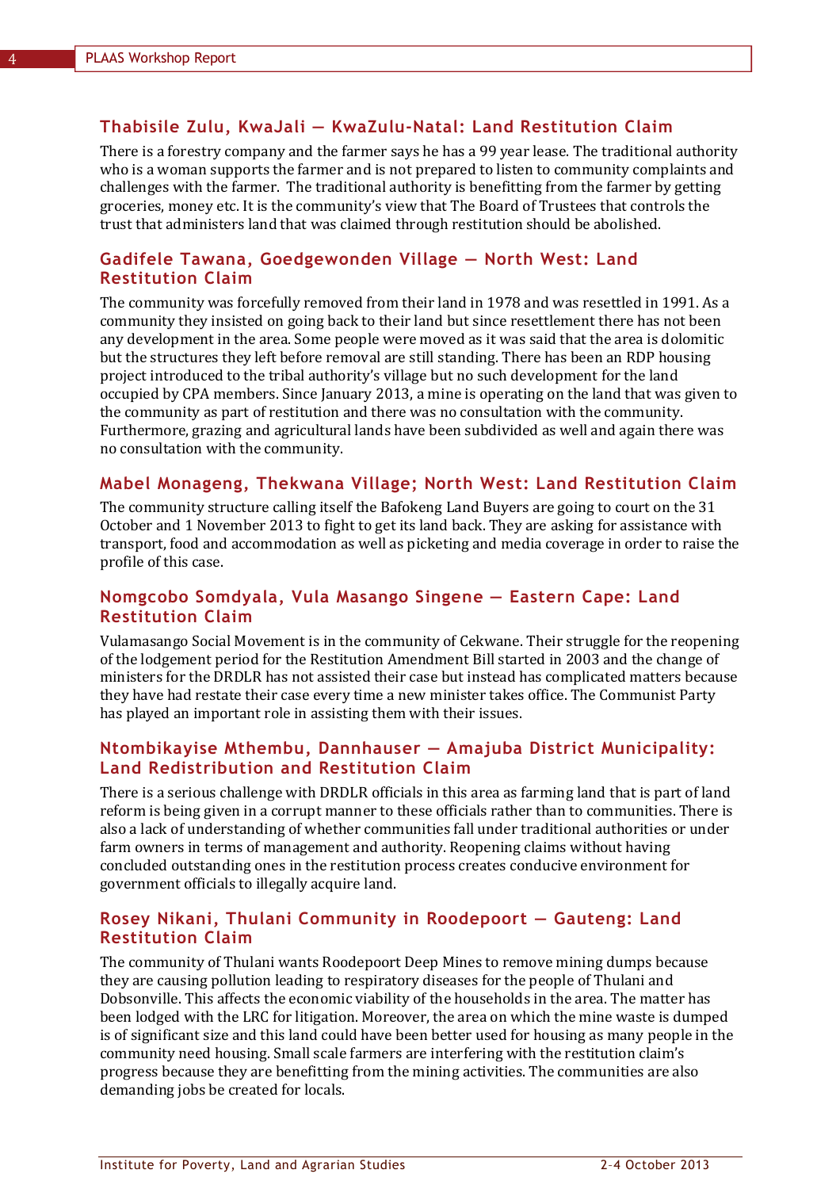### Thabisile Zulu, KwaJali — KwaZulu-Natal: Land Restitution Claim

There is a forestry company and the farmer says he has a 99 year lease. The traditional authority who is a woman supports the farmer and is not prepared to listen to community complaints and challenges with the farmer. The traditional authority is benefitting from the farmer by getting groceries, money etc. It is the community's view that The Board of Trustees that controls the trust that administers land that was claimed through restitution should be abolished.

### Gadifele Tawana, Goedgewonden Village — North West: Land Restitution Claim

The community was forcefully removed from their land in 1978 and was resettled in 1991. As a community they insisted on going back to their land but since resettlement there has not been any development in the area. Some people were moved as it was said that the area is dolomitic but the structures they left before removal are still standing. There has been an RDP housing project introduced to the tribal authority's village but no such development for the land occupied by CPA members. Since January 2013, a mine is operating on the land that was given to the community as part of restitution and there was no consultation with the community. Furthermore, grazing and agricultural lands have been subdivided as well and again there was no consultation with the community.

### Mabel Monageng, Thekwana Village; North West: Land Restitution Claim

The community structure calling itself the Bafokeng Land Buyers are going to court on the 31 October and 1 November 2013 to fight to get its land back. They are asking for assistance with transport, food and accommodation as well as picketing and media coverage in order to raise the profile of this case.

### Nomgcobo Somdyala, Vula Masango Singene — Eastern Cape: Land Restitution Claim

Vulamasango Social Movement is in the community of Cekwane. Their struggle for the reopening of the lodgement period for the Restitution Amendment Bill started in 2003 and the change of ministers for the DRDLR has not assisted their case but instead has complicated matters because they have had restate their case every time a new minister takes office. The Communist Party has played an important role in assisting them with their issues.

### Ntombikayise Mthembu, Dannhauser — Amajuba District Municipality: Land Redistribution and Restitution Claim

There is a serious challenge with DRDLR officials in this area as farming land that is part of land reform is being given in a corrupt manner to these officials rather than to communities. There is also a lack of understanding of whether communities fall under traditional authorities or under farm owners in terms of management and authority. Reopening claims without having concluded outstanding ones in the restitution process creates conducive environment for government officials to illegally acquire land.

### Rosey Nikani, Thulani Community in Roodepoort — Gauteng: Land Restitution Claim

The community of Thulani wants Roodepoort Deep Mines to remove mining dumps because they are causing pollution leading to respiratory diseases for the people of Thulani and Dobsonville. This affects the economic viability of the households in the area. The matter has been lodged with the LRC for litigation. Moreover, the area on which the mine waste is dumped is of significant size and this land could have been better used for housing as many people in the community need housing. Small scale farmers are interfering with the restitution claim's progress because they are benefitting from the mining activities. The communities are also demanding jobs be created for locals.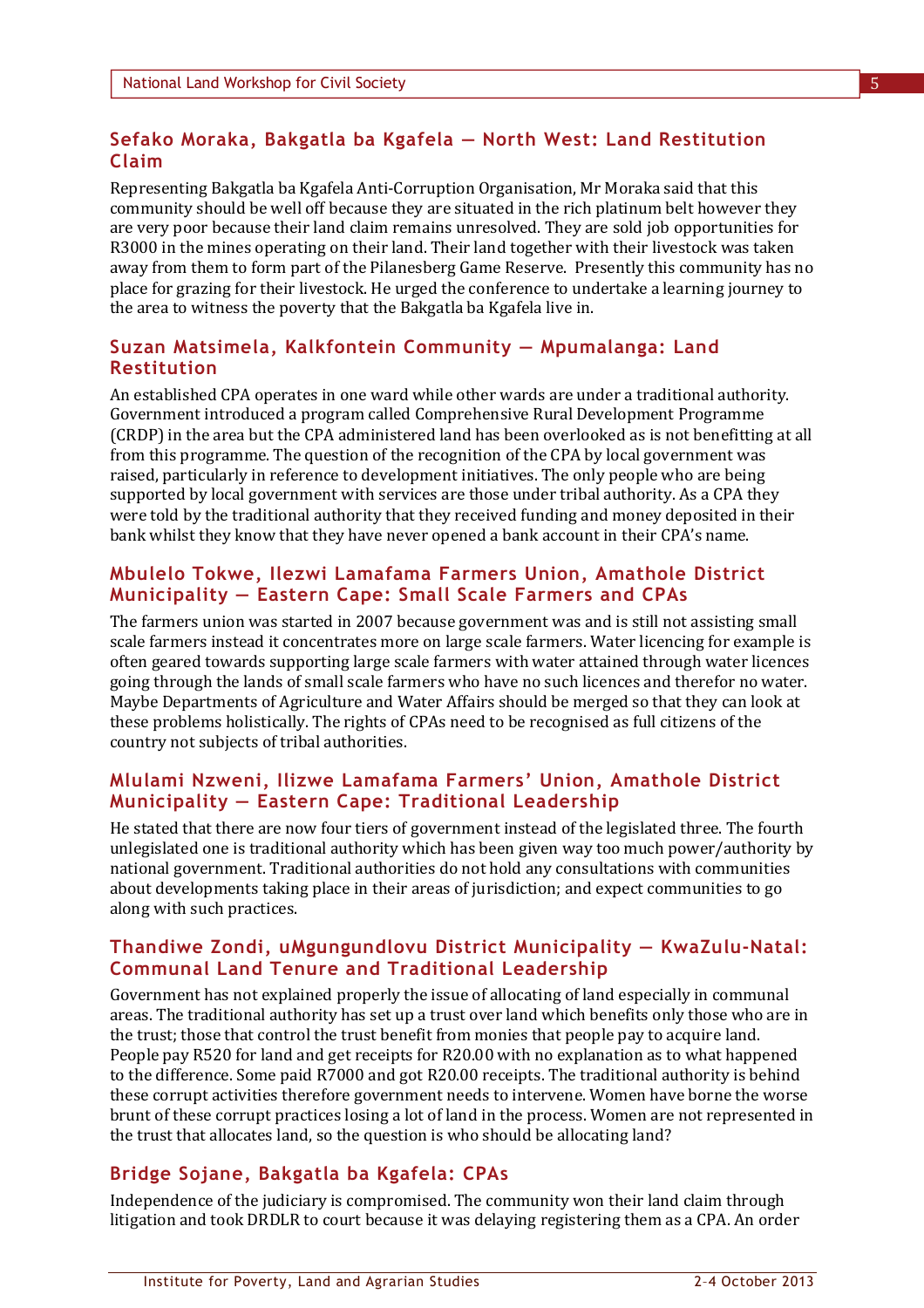### Sefako Moraka, Bakgatla ba Kgafela — North West: Land Restitution Claim

Representing Bakgatla ba Kgafela Anti-Corruption Organisation, Mr Moraka said that this community should be well off because they are situated in the rich platinum belt however they are very poor because their land claim remains unresolved. They are sold job opportunities for R3000 in the mines operating on their land. Their land together with their livestock was taken away from them to form part of the Pilanesberg Game Reserve. Presently this community has no place for grazing for their livestock. He urged the conference to undertake a learning journey to the area to witness the poverty that the Bakgatla ba Kgafela live in.

### Suzan Matsimela, Kalkfontein Community — Mpumalanga: Land Restitution

An established CPA operates in one ward while other wards are under a traditional authority. Government introduced a program called Comprehensive Rural Development Programme (CRDP) in the area but the CPA administered land has been overlooked as is not benefitting at all from this programme. The question of the recognition of the CPA by local government was raised, particularly in reference to development initiatives. The only people who are being supported by local government with services are those under tribal authority. As a CPA they were told by the traditional authority that they received funding and money deposited in their bank whilst they know that they have never opened a bank account in their CPA's name.

### Mbulelo Tokwe, Ilezwi Lamafama Farmers Union, Amathole District Municipality — Eastern Cape: Small Scale Farmers and CPAs

The farmers union was started in 2007 because government was and is still not assisting small scale farmers instead it concentrates more on large scale farmers. Water licencing for example is often geared towards supporting large scale farmers with water attained through water licences going through the lands of small scale farmers who have no such licences and therefor no water. Maybe Departments of Agriculture and Water Affairs should be merged so that they can look at these problems holistically. The rights of CPAs need to be recognised as full citizens of the country not subjects of tribal authorities.

### Mlulami Nzweni, Ilizwe Lamafama Farmers' Union, Amathole District Municipality — Eastern Cape: Traditional Leadership

He stated that there are now four tiers of government instead of the legislated three. The fourth unlegislated one is traditional authority which has been given way too much power/authority by national government. Traditional authorities do not hold any consultations with communities about developments taking place in their areas of jurisdiction; and expect communities to go along with such practices.

### Thandiwe Zondi, uMgungundlovu District Municipality — KwaZulu-Natal: Communal Land Tenure and Traditional Leadership

Government has not explained properly the issue of allocating of land especially in communal areas. The traditional authority has set up a trust over land which benefits only those who are in the trust; those that control the trust benefit from monies that people pay to acquire land. People pay R520 for land and get receipts for R20.00 with no explanation as to what happened to the difference. Some paid R7000 and got R20.00 receipts. The traditional authority is behind these corrupt activities therefore government needs to intervene. Women have borne the worse brunt of these corrupt practices losing a lot of land in the process. Women are not represented in the trust that allocates land, so the question is who should be allocating land?

### Bridge Sojane, Bakgatla ba Kgafela: CPAs

Independence of the judiciary is compromised. The community won their land claim through litigation and took DRDLR to court because it was delaying registering them as a CPA. An order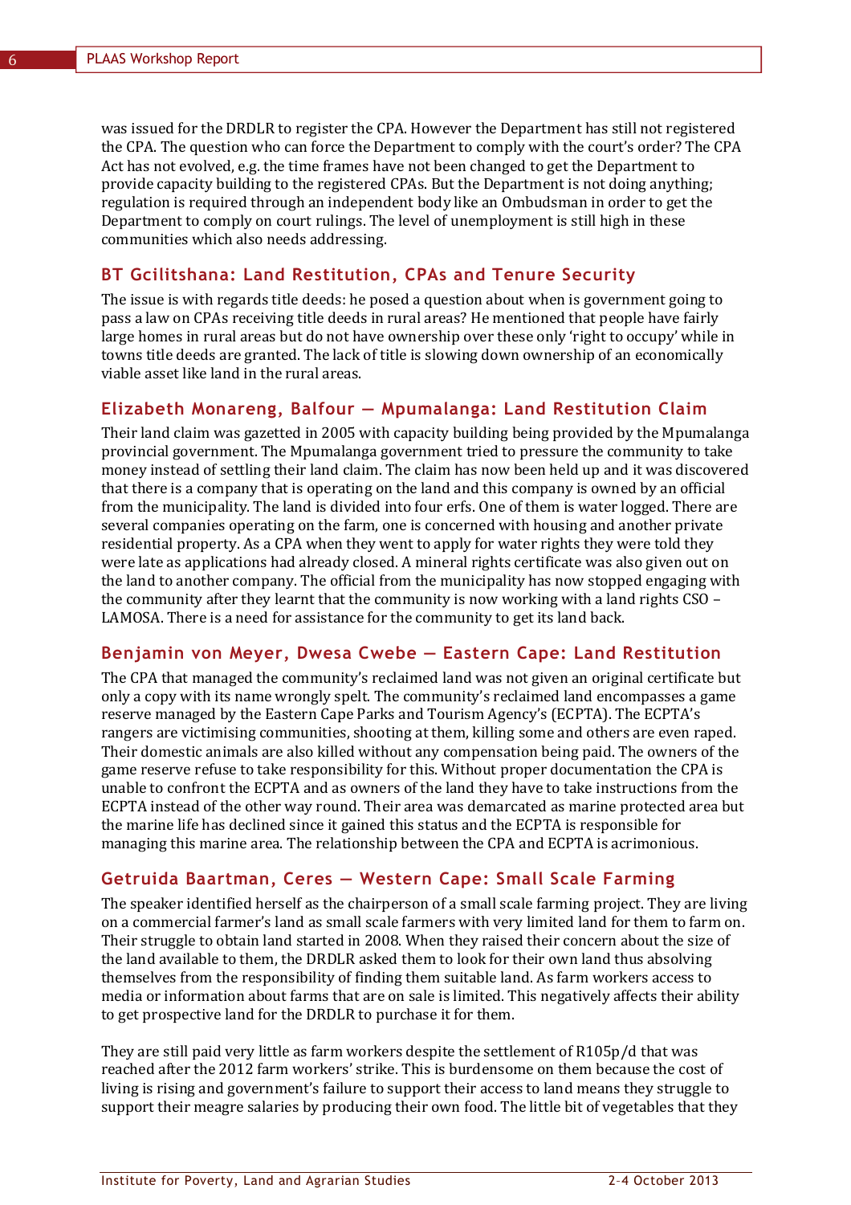was issued for the DRDLR to register the CPA. However the Department has still not registered the CPA. The question who can force the Department to comply with the court's order? The CPA Act has not evolved, e.g. the time frames have not been changed to get the Department to provide capacity building to the registered CPAs. But the Department is not doing anything; regulation is required through an independent body like an Ombudsman in order to get the Department to comply on court rulings. The level of unemployment is still high in these communities which also needs addressing.

### BT Gcilitshana: Land Restitution, CPAs and Tenure Security

The issue is with regards title deeds: he posed a question about when is government going to pass a law on CPAs receiving title deeds in rural areas? He mentioned that people have fairly large homes in rural areas but do not have ownership over these only 'right to occupy' while in towns title deeds are granted. The lack of title is slowing down ownership of an economically viable asset like land in the rural areas.

### Elizabeth Monareng, Balfour — Mpumalanga: Land Restitution Claim

Their land claim was gazetted in 2005 with capacity building being provided by the Mpumalanga provincial government. The Mpumalanga government tried to pressure the community to take money instead of settling their land claim. The claim has now been held up and it was discovered that there is a company that is operating on the land and this company is owned by an official from the municipality. The land is divided into four erfs. One of them is water logged. There are several companies operating on the farm, one is concerned with housing and another private residential property. As a CPA when they went to apply for water rights they were told they were late as applications had already closed. A mineral rights certificate was also given out on the land to another company. The official from the municipality has now stopped engaging with the community after they learnt that the community is now working with a land rights CSO – LAMOSA. There is a need for assistance for the community to get its land back.

### Benjamin von Meyer, Dwesa Cwebe — Eastern Cape: Land Restitution

The CPA that managed the community's reclaimed land was not given an original certificate but only a copy with its name wrongly spelt. The community's reclaimed land encompasses a game reserve managed by the Eastern Cape Parks and Tourism Agency's (ECPTA). The ECPTA's rangers are victimising communities, shooting at them, killing some and others are even raped. Their domestic animals are also killed without any compensation being paid. The owners of the game reserve refuse to take responsibility for this. Without proper documentation the CPA is unable to confront the ECPTA and as owners of the land they have to take instructions from the ECPTA instead of the other way round. Their area was demarcated as marine protected area but the marine life has declined since it gained this status and the ECPTA is responsible for managing this marine area. The relationship between the CPA and ECPTA is acrimonious.

### Getruida Baartman, Ceres — Western Cape: Small Scale Farming

The speaker identified herself as the chairperson of a small scale farming project. They are living on a commercial farmer's land as small scale farmers with very limited land for them to farm on. Their struggle to obtain land started in 2008. When they raised their concern about the size of the land available to them, the DRDLR asked them to look for their own land thus absolving themselves from the responsibility of finding them suitable land. As farm workers access to media or information about farms that are on sale is limited. This negatively affects their ability to get prospective land for the DRDLR to purchase it for them.

They are still paid very little as farm workers despite the settlement of R105p/d that was reached after the 2012 farm workers' strike. This is burdensome on them because the cost of living is rising and government's failure to support their access to land means they struggle to support their meagre salaries by producing their own food. The little bit of vegetables that they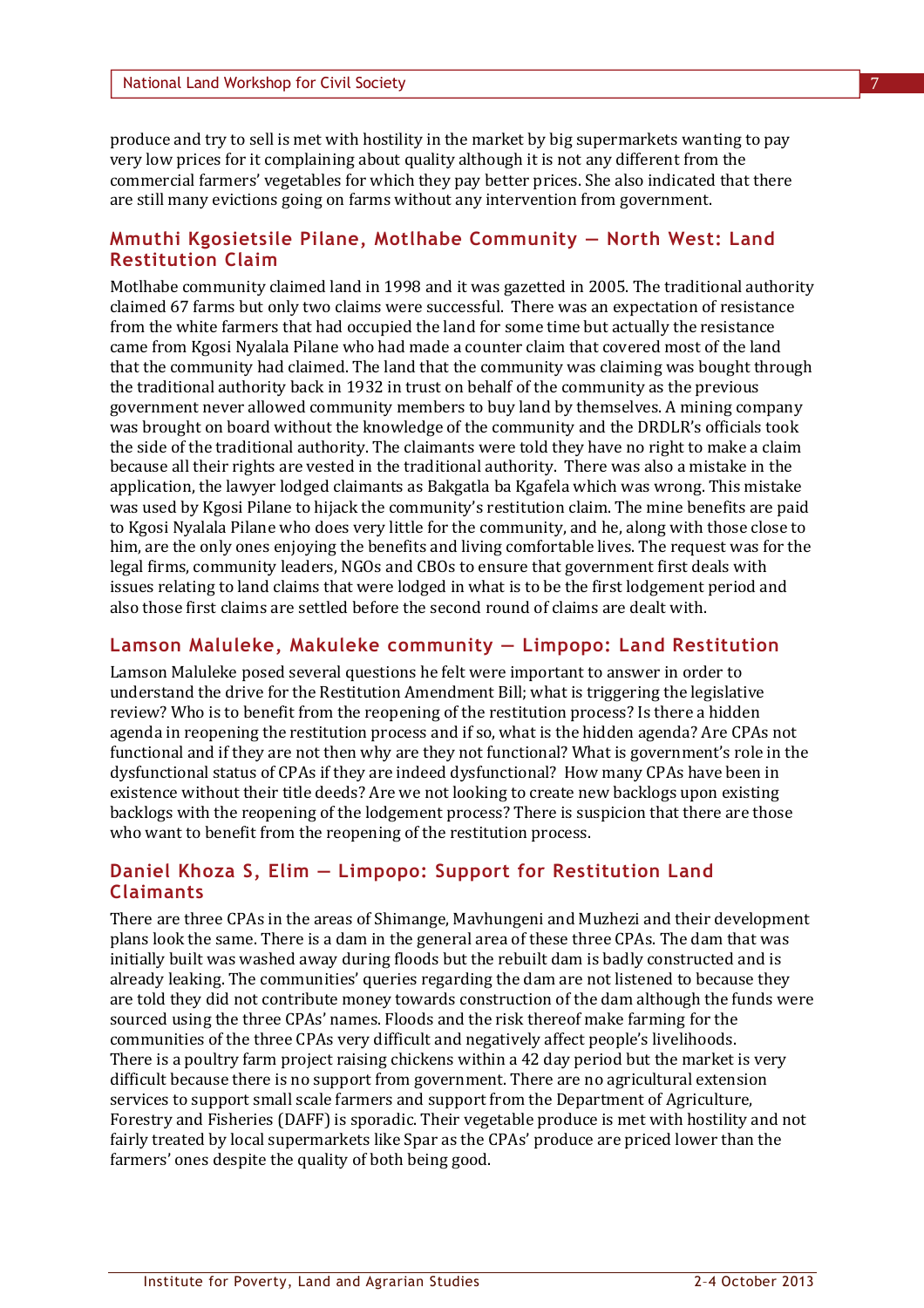produce and try to sell is met with hostility in the market by big supermarkets wanting to pay very low prices for it complaining about quality although it is not any different from the commercial farmers' vegetables for which they pay better prices. She also indicated that there are still many evictions going on farms without any intervention from government.

### Mmuthi Kgosietsile Pilane, Motlhabe Community — North West: Land Restitution Claim

Motlhabe community claimed land in 1998 and it was gazetted in 2005. The traditional authority claimed 67 farms but only two claims were successful. There was an expectation of resistance from the white farmers that had occupied the land for some time but actually the resistance came from Kgosi Nyalala Pilane who had made a counter claim that covered most of the land that the community had claimed. The land that the community was claiming was bought through the traditional authority back in 1932 in trust on behalf of the community as the previous government never allowed community members to buy land by themselves. A mining company was brought on board without the knowledge of the community and the DRDLR's officials took the side of the traditional authority. The claimants were told they have no right to make a claim because all their rights are vested in the traditional authority. There was also a mistake in the application, the lawyer lodged claimants as Bakgatla ba Kgafela which was wrong. This mistake was used by Kgosi Pilane to hijack the community's restitution claim. The mine benefits are paid to Kgosi Nyalala Pilane who does very little for the community, and he, along with those close to him, are the only ones enjoying the benefits and living comfortable lives. The request was for the legal firms, community leaders, NGOs and CBOs to ensure that government first deals with issues relating to land claims that were lodged in what is to be the first lodgement period and also those first claims are settled before the second round of claims are dealt with.

### Lamson Maluleke, Makuleke community — Limpopo: Land Restitution

Lamson Maluleke posed several questions he felt were important to answer in order to understand the drive for the Restitution Amendment Bill; what is triggering the legislative review? Who is to benefit from the reopening of the restitution process? Is there a hidden agenda in reopening the restitution process and if so, what is the hidden agenda? Are CPAs not functional and if they are not then why are they not functional? What is government's role in the dysfunctional status of CPAs if they are indeed dysfunctional? How many CPAs have been in existence without their title deeds? Are we not looking to create new backlogs upon existing backlogs with the reopening of the lodgement process? There is suspicion that there are those who want to benefit from the reopening of the restitution process.

### Daniel Khoza S, Elim — Limpopo: Support for Restitution Land Claimants

There are three CPAs in the areas of Shimange, Mavhungeni and Muzhezi and their development plans look the same. There is a dam in the general area of these three CPAs. The dam that was initially built was washed away during floods but the rebuilt dam is badly constructed and is already leaking. The communities' queries regarding the dam are not listened to because they are told they did not contribute money towards construction of the dam although the funds were sourced using the three CPAs' names. Floods and the risk thereof make farming for the communities of the three CPAs very difficult and negatively affect people's livelihoods. There is a poultry farm project raising chickens within a 42 day period but the market is very difficult because there is no support from government. There are no agricultural extension services to support small scale farmers and support from the Department of Agriculture, Forestry and Fisheries (DAFF) is sporadic. Their vegetable produce is met with hostility and not fairly treated by local supermarkets like Spar as the CPAs' produce are priced lower than the farmers' ones despite the quality of both being good.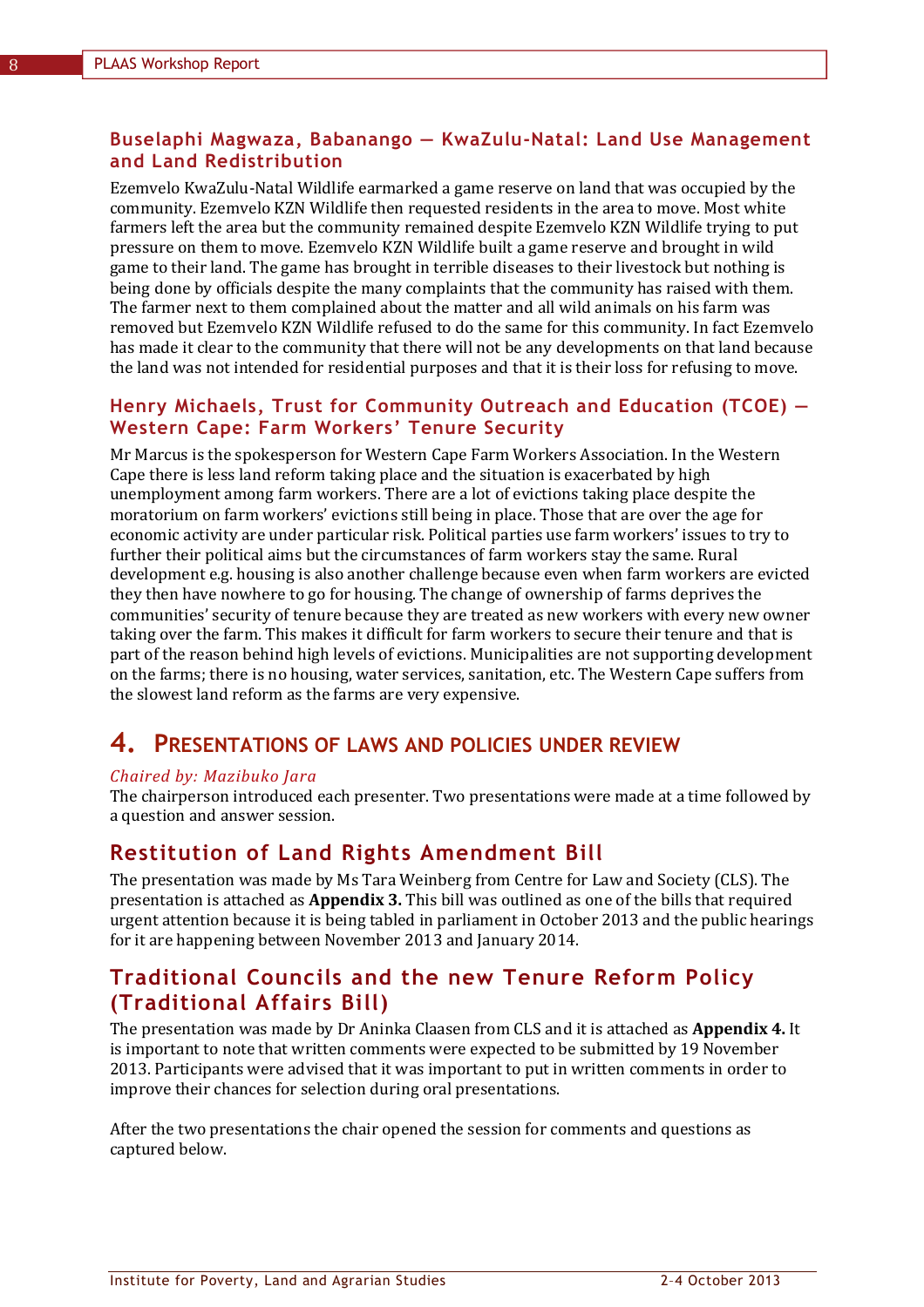### Buselaphi Magwaza, Babanango — KwaZulu-Natal: Land Use Management and Land Redistribution

Ezemvelo KwaZulu-Natal Wildlife earmarked a game reserve on land that was occupied by the community. Ezemvelo KZN Wildlife then requested residents in the area to move. Most white farmers left the area but the community remained despite Ezemvelo KZN Wildlife trying to put pressure on them to move. Ezemvelo KZN Wildlife built a game reserve and brought in wild game to their land. The game has brought in terrible diseases to their livestock but nothing is being done by officials despite the many complaints that the community has raised with them. The farmer next to them complained about the matter and all wild animals on his farm was removed but Ezemvelo KZN Wildlife refused to do the same for this community. In fact Ezemvelo has made it clear to the community that there will not be any developments on that land because the land was not intended for residential purposes and that it is their loss for refusing to move.

### Henry Michaels, Trust for Community Outreach and Education (TCOE) — Western Cape: Farm Workers' Tenure Security

Mr Marcus is the spokesperson for Western Cape Farm Workers Association. In the Western Cape there is less land reform taking place and the situation is exacerbated by high unemployment among farm workers. There are a lot of evictions taking place despite the moratorium on farm workers' evictions still being in place. Those that are over the age for economic activity are under particular risk. Political parties use farm workers' issues to try to further their political aims but the circumstances of farm workers stay the same. Rural development e.g. housing is also another challenge because even when farm workers are evicted they then have nowhere to go for housing. The change of ownership of farms deprives the communities' security of tenure because they are treated as new workers with every new owner taking over the farm. This makes it difficult for farm workers to secure their tenure and that is part of the reason behind high levels of evictions. Municipalities are not supporting development on the farms; there is no housing, water services, sanitation, etc. The Western Cape suffers from the slowest land reform as the farms are very expensive.

## 4. Presentations of Laws and Policies Under Review

*Chaired by: Mazibuko Jara*

The chairperson introduced each presenter. Two presentations were made at a time followed by a question and answer session.

### Restitution of Land Rights Amendment Bill

The presentation was made by Ms Tara Weinberg from Centre for Law and Society (CLS). The presentation is attached as **Appendix 3.** This bill was outlined as one of the bills that required urgent attention because it is being tabled in parliament in October 2013 and the public hearings for it are happening between November 2013 and January 2014.

### Traditional Councils and the new Tenure Reform Policy (Traditional Affairs Bill)

The presentation was made by Dr Aninka Claasen from CLS and it is attached as **Appendix 4.** It is important to note that written comments were expected to be submitted by 19 November 2013. Participants were advised that it was important to put in written comments in order to improve their chances for selection during oral presentations.

After the two presentations the chair opened the session for comments and questions as captured below.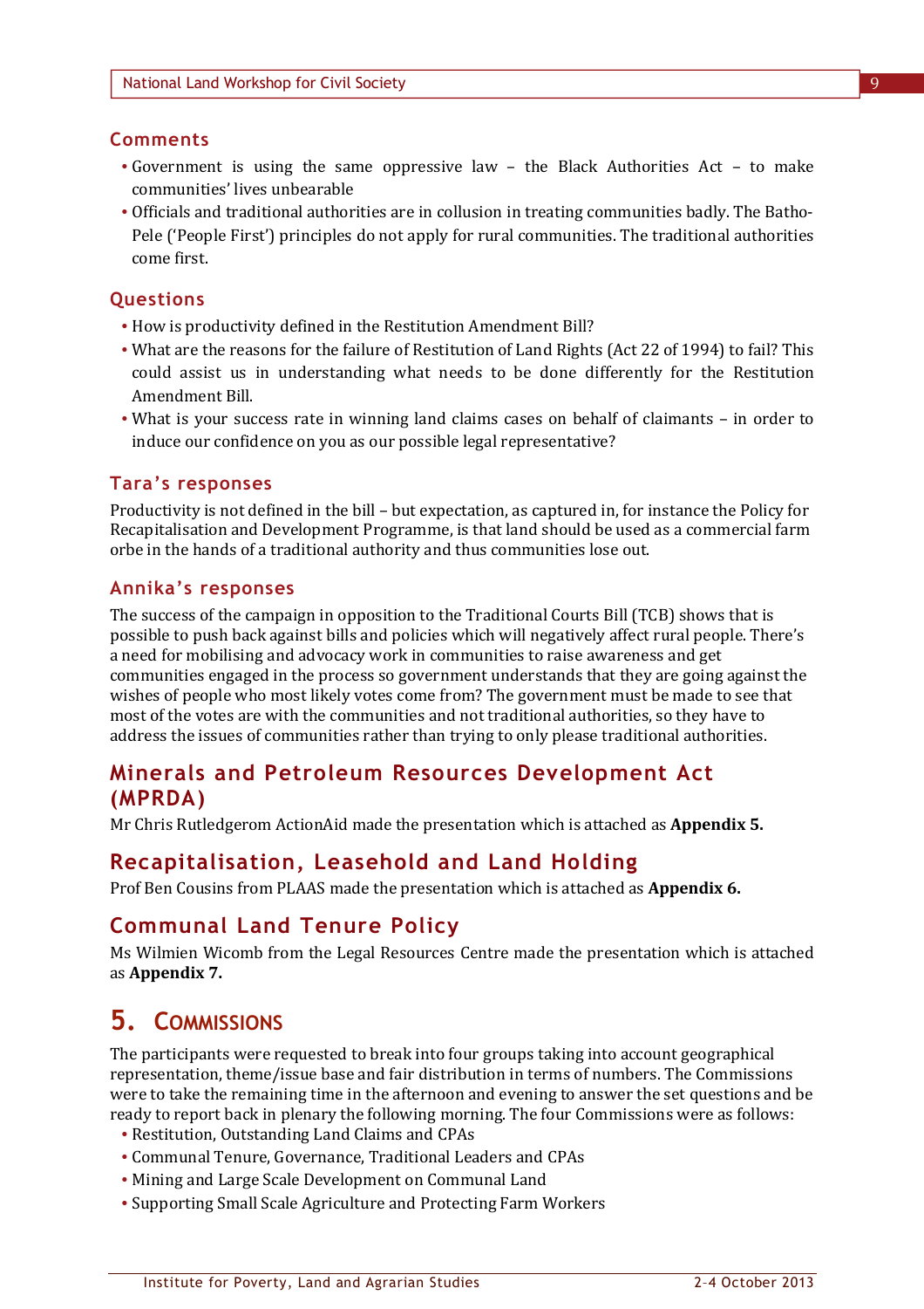### Comments

- Government is using the same oppressive law – the Black Authorities Act – to make communities' lives unbearable
- Officials and traditional authorities are in collusion in treating communities badly. The Batho-Pele ('People First') principles do not apply for rural communities. The traditional authorities come first.

### Questions

- How is productivity defined in the Restitution Amendment Bill?
- What are the reasons for the failure of Restitution of Land Rights (Act 22 of 1994) to fail? This could assist us in understanding what needs to be done differently for the Restitution Amendment Bill.
- What is your success rate in winning land claims cases on behalf of claimants – in order to induce our confidence on you as our possible legal representative?

### Tara's responses

Productivity is not defined in the bill – but expectation, as captured in, for instance the Policy for Recapitalisation and Development Programme, is that land should be used as a commercial farm orbe in the hands of a traditional authority and thus communities lose out.

### Annika's responses

The success of the campaign in opposition to the Traditional Courts Bill (TCB) shows that is possible to push back against bills and policies which will negatively affect rural people. There's a need for mobilising and advocacy work in communities to raise awareness and get communities engaged in the process so government understands that they are going against the wishes of people who most likely votes come from? The government must be made to see that most of the votes are with the communities and not traditional authorities, so they have to address the issues of communities rather than trying to only please traditional authorities.

## Minerals and Petroleum Resources Development Act (MPRDA)

Mr Chris Rutledgerom ActionAid made the presentation which is attached as **Appendix 5.**

## Recapitalisation, Leasehold and Land Holding

Prof Ben Cousins from PLAAS made the presentation which is attached as **Appendix 6.**

## Communal Land Tenure Policy

Ms Wilmien Wicomb from the Legal Resources Centre made the presentation which is attached as **Appendix 7.**

# 5. Commissions

The participants were requested to break into four groups taking into account geographical representation, theme/issue base and fair distribution in terms of numbers. The Commissions were to take the remaining time in the afternoon and evening to answer the set questions and be ready to report back in plenary the following morning. The four Commissions were as follows:

- Restitution, Outstanding Land Claims and CPAs
- Communal Tenure, Governance, Traditional Leaders and CPAs
- Mining and Large Scale Development on Communal Land
- Supporting Small Scale Agriculture and Protecting Farm Workers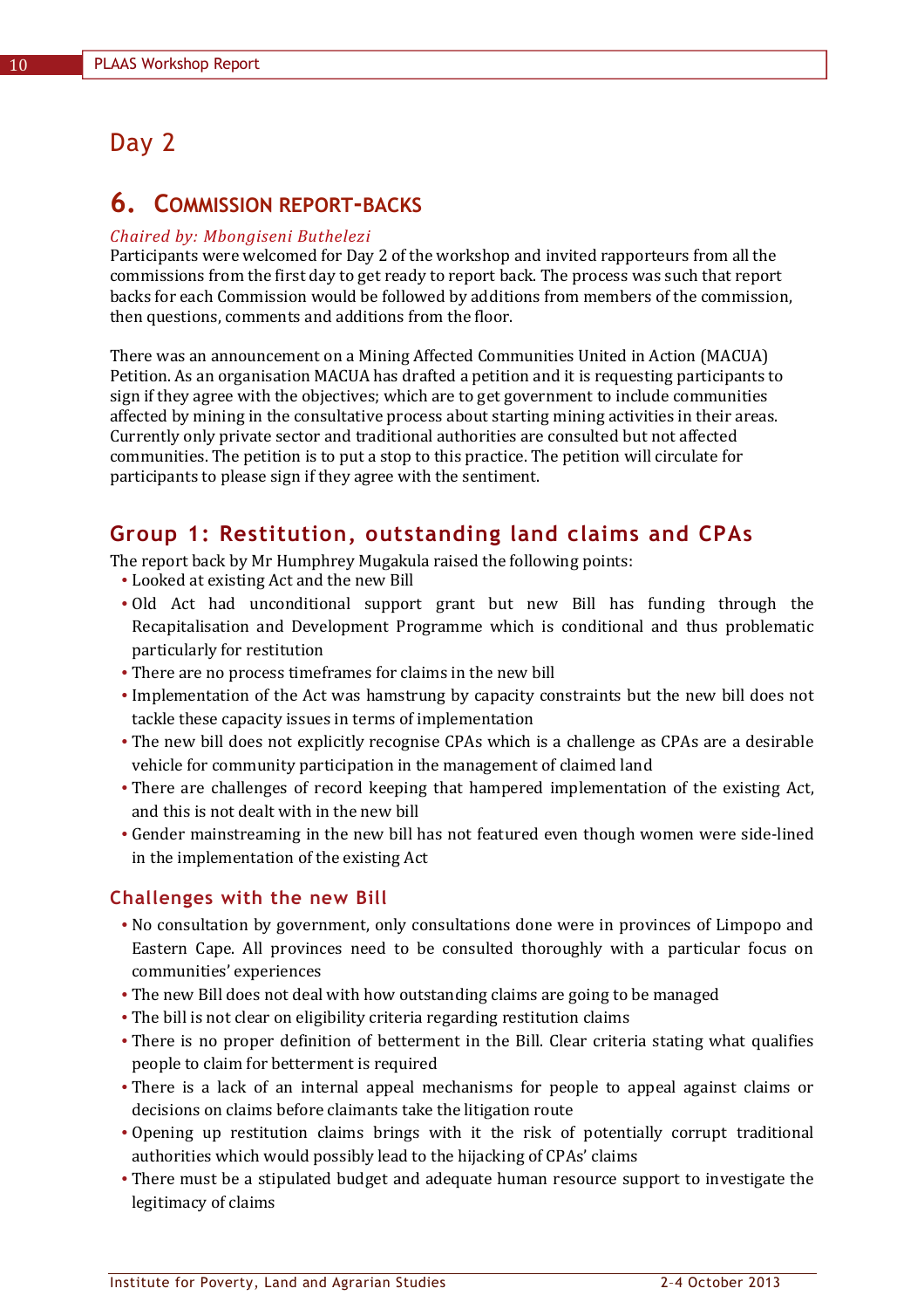# Day 2

## 6. Commission report-backs

*Chaired by: Mbongiseni Buthelezi*

Participants were welcomed for Day 2 of the workshop and invited rapporteurs from all the commissions from the first day to get ready to report back. The process was such that report backs for each Commission would be followed by additions from members of the commission, then questions, comments and additions from the floor.

There was an announcement on a Mining Affected Communities United in Action (MACUA) Petition. As an organisation MACUA has drafted a petition and it is requesting participants to sign if they agree with the objectives; which are to get government to include communities affected by mining in the consultative process about starting mining activities in their areas. Currently only private sector and traditional authorities are consulted but not affected communities. The petition is to put a stop to this practice. The petition will circulate for participants to please sign if they agree with the sentiment.

### Group 1: Restitution, outstanding land claims and CPAs

The report back by Mr Humphrey Mugakula raised the following points:

- Looked at existing Act and the new Bill
- Old Act had unconditional support grant but new Bill has funding through the Recapitalisation and Development Programme which is conditional and thus problematic particularly for restitution
- There are no process timeframes for claims in the new bill
- Implementation of the Act was hamstrung by capacity constraints but the new bill does not tackle these capacity issues in terms of implementation
- The new bill does not explicitly recognise CPAs which is a challenge as CPAs are a desirable vehicle for community participation in the management of claimed land
- There are challenges of record keeping that hampered implementation of the existing Act, and this is not dealt with in the new bill
- Gender mainstreaming in the new bill has not featured even though women were side-lined in the implementation of the existing Act

#### Challenges with the new Bill

- No consultation by government, only consultations done were in provinces of Limpopo and Eastern Cape. All provinces need to be consulted thoroughly with a particular focus on communities' experiences
- The new Bill does not deal with how outstanding claims are going to be managed
- The bill is not clear on eligibility criteria regarding restitution claims
- There is no proper definition of betterment in the Bill. Clear criteria stating what qualifies people to claim for betterment is required
- There is a lack of an internal appeal mechanisms for people to appeal against claims or decisions on claims before claimants take the litigation route
- Opening up restitution claims brings with it the risk of potentially corrupt traditional authorities which would possibly lead to the hijacking of CPAs' claims
- There must be a stipulated budget and adequate human resource support to investigate the legitimacy of claims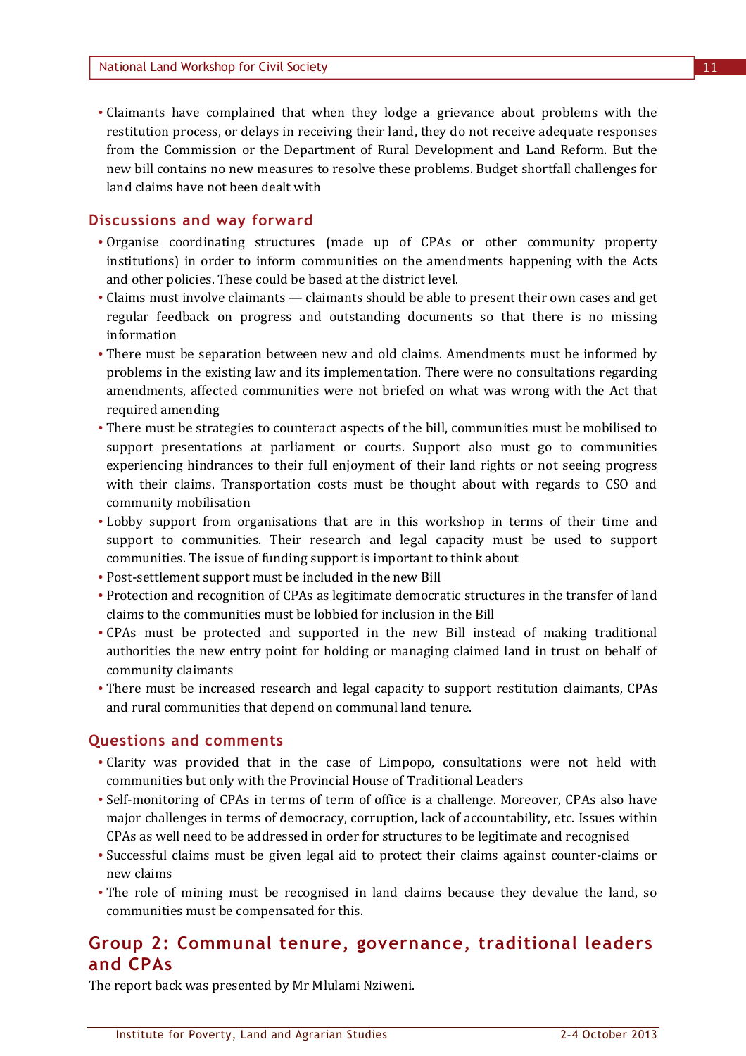- Claimants have complained that when they lodge a grievance about problems with the restitution process, or delays in receiving their land, they do not receive adequate responses from the Commission or the Department of Rural Development and Land Reform. But the new bill contains no new measures to resolve these problems. Budget shortfall challenges for land claims have not been dealt with

### Discussions and way forward

- Organise coordinating structures (made up of CPAs or other community property institutions) in order to inform communities on the amendments happening with the Acts and other policies. These could be based at the district level.
- Claims must involve claimants — claimants should be able to present their own cases and get regular feedback on progress and outstanding documents so that there is no missing information
- There must be separation between new and old claims. Amendments must be informed by problems in the existing law and its implementation. There were no consultations regarding amendments, affected communities were not briefed on what was wrong with the Act that required amending
- There must be strategies to counteract aspects of the bill, communities must be mobilised to support presentations at parliament or courts. Support also must go to communities experiencing hindrances to their full enjoyment of their land rights or not seeing progress with their claims. Transportation costs must be thought about with regards to CSO and community mobilisation
- Lobby support from organisations that are in this workshop in terms of their time and support to communities. Their research and legal capacity must be used to support communities. The issue of funding support is important to think about
- Post-settlement support must be included in the new Bill
- Protection and recognition of CPAs as legitimate democratic structures in the transfer of land claims to the communities must be lobbied for inclusion in the Bill
- CPAs must be protected and supported in the new Bill instead of making traditional authorities the new entry point for holding or managing claimed land in trust on behalf of community claimants
- There must be increased research and legal capacity to support restitution claimants, CPAs and rural communities that depend on communal land tenure.

### Questions and comments

- Clarity was provided that in the case of Limpopo, consultations were not held with communities but only with the Provincial House of Traditional Leaders
- Self-monitoring of CPAs in terms of term of office is a challenge. Moreover, CPAs also have major challenges in terms of democracy, corruption, lack of accountability, etc. Issues within CPAs as well need to be addressed in order for structures to be legitimate and recognised
- Successful claims must be given legal aid to protect their claims against counter-claims or new claims
- The role of mining must be recognised in land claims because they devalue the land, so communities must be compensated for this.

## Group 2: Communal tenure, governance, traditional leaders and CPAs

The report back was presented by Mr Mlulami Nziweni.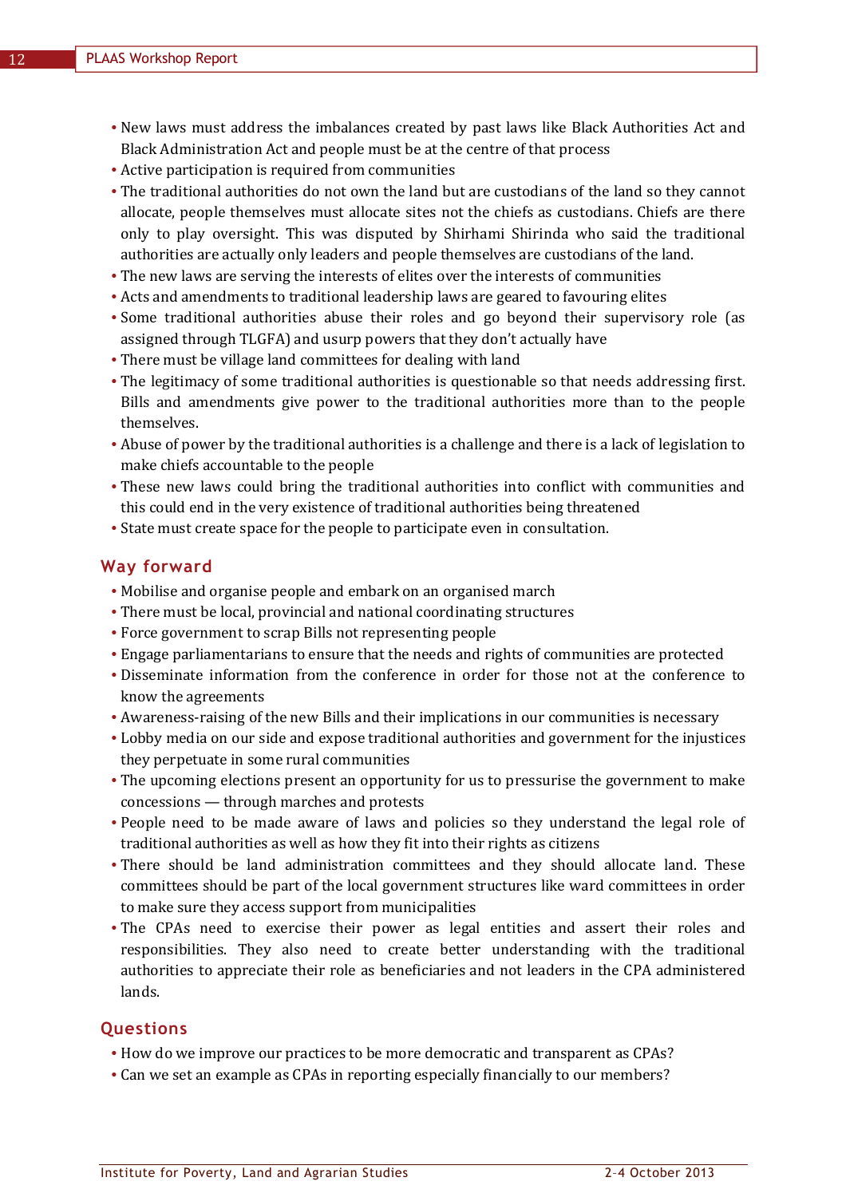- New laws must address the imbalances created by past laws like Black Authorities Act and Black Administration Act and people must be at the centre of that process
- Active participation is required from communities
- The traditional authorities do not own the land but are custodians of the land so they cannot allocate, people themselves must allocate sites not the chiefs as custodians. Chiefs are there only to play oversight. This was disputed by Shirhami Shirinda who said the traditional authorities are actually only leaders and people themselves are custodians of the land.
- The new laws are serving the interests of elites over the interests of communities
- Acts and amendments to traditional leadership laws are geared to favouring elites
- Some traditional authorities abuse their roles and go beyond their supervisory role (as assigned through TLGFA) and usurp powers that they don't actually have
- There must be village land committees for dealing with land
- The legitimacy of some traditional authorities is questionable so that needs addressing first. Bills and amendments give power to the traditional authorities more than to the people themselves.
- Abuse of power by the traditional authorities is a challenge and there is a lack of legislation to make chiefs accountable to the people
- These new laws could bring the traditional authorities into conflict with communities and this could end in the very existence of traditional authorities being threatened
- State must create space for the people to participate even in consultation.

## Way forward

- Mobilise and organise people and embark on an organised march
- There must be local, provincial and national coordinating structures
- Force government to scrap Bills not representing people
- Engage parliamentarians to ensure that the needs and rights of communities are protected
- Disseminate information from the conference in order for those not at the conference to know the agreements
- Awareness-raising of the new Bills and their implications in our communities is necessary
- Lobby media on our side and expose traditional authorities and government for the injustices they perpetuate in some rural communities
- The upcoming elections present an opportunity for us to pressurise the government to make concessions — through marches and protests
- People need to be made aware of laws and policies so they understand the legal role of traditional authorities as well as how they fit into their rights as citizens
- There should be land administration committees and they should allocate land. These committees should be part of the local government structures like ward committees in order to make sure they access support from municipalities
- The CPAs need to exercise their power as legal entities and assert their roles and responsibilities. They also need to create better understanding with the traditional authorities to appreciate their role as beneficiaries and not leaders in the CPA administered lands.

## Questions

- How do we improve our practices to be more democratic and transparent as CPAs?
- Can we set an example as CPAs in reporting especially financially to our members?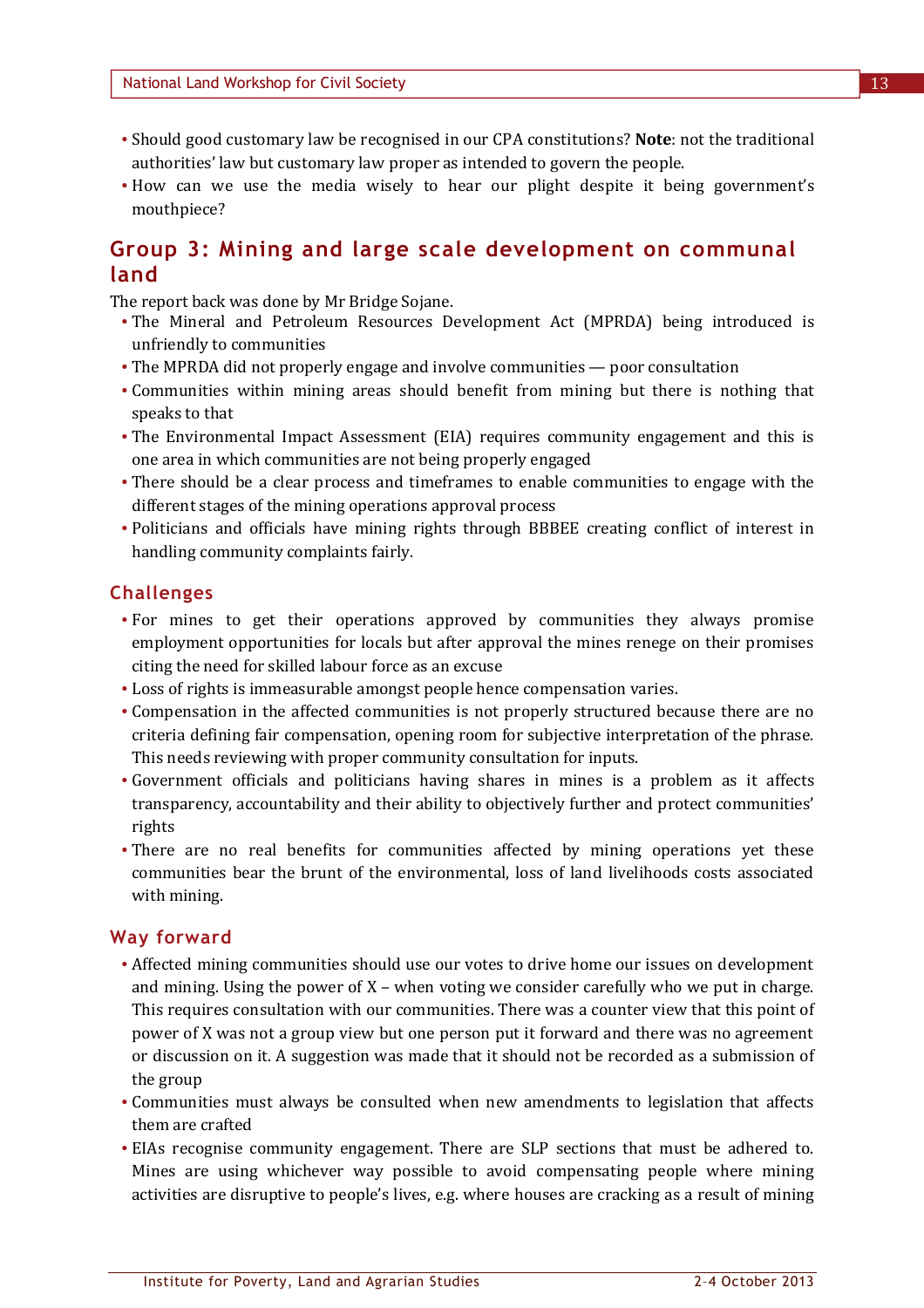- Should good customary law be recognised in our CPA constitutions? **Note**: not the traditional authorities' law but customary law proper as intended to govern the people.
- How can we use the media wisely to hear our plight despite it being government's mouthpiece?

## Group 3: Mining and large scale development on communal land

The report back was done by Mr Bridge Sojane.

- The Mineral and Petroleum Resources Development Act (MPRDA) being introduced is unfriendly to communities
- The MPRDA did not properly engage and involve communities — poor consultation
- Communities within mining areas should benefit from mining but there is nothing that speaks to that
- The Environmental Impact Assessment (EIA) requires community engagement and this is one area in which communities are not being properly engaged
- There should be a clear process and timeframes to enable communities to engage with the different stages of the mining operations approval process
- Politicians and officials have mining rights through BBBEE creating conflict of interest in handling community complaints fairly.

### Challenges

- For mines to get their operations approved by communities they always promise employment opportunities for locals but after approval the mines renege on their promises citing the need for skilled labour force as an excuse
- Loss of rights is immeasurable amongst people hence compensation varies.
- Compensation in the affected communities is not properly structured because there are no criteria defining fair compensation, opening room for subjective interpretation of the phrase. This needs reviewing with proper community consultation for inputs.
- Government officials and politicians having shares in mines is a problem as it affects transparency, accountability and their ability to objectively further and protect communities' rights
- There are no real benefits for communities affected by mining operations yet these communities bear the brunt of the environmental, loss of land livelihoods costs associated with mining.

### Way forward

- Affected mining communities should use our votes to drive home our issues on development and mining. Using the power of X – when voting we consider carefully who we put in charge. This requires consultation with our communities. There was a counter view that this point of power of X was not a group view but one person put it forward and there was no agreement or discussion on it. A suggestion was made that it should not be recorded as a submission of the group
- Communities must always be consulted when new amendments to legislation that affects them are crafted
- EIAs recognise community engagement. There are SLP sections that must be adhered to. Mines are using whichever way possible to avoid compensating people where mining activities are disruptive to people's lives, e.g. where houses are cracking as a result of mining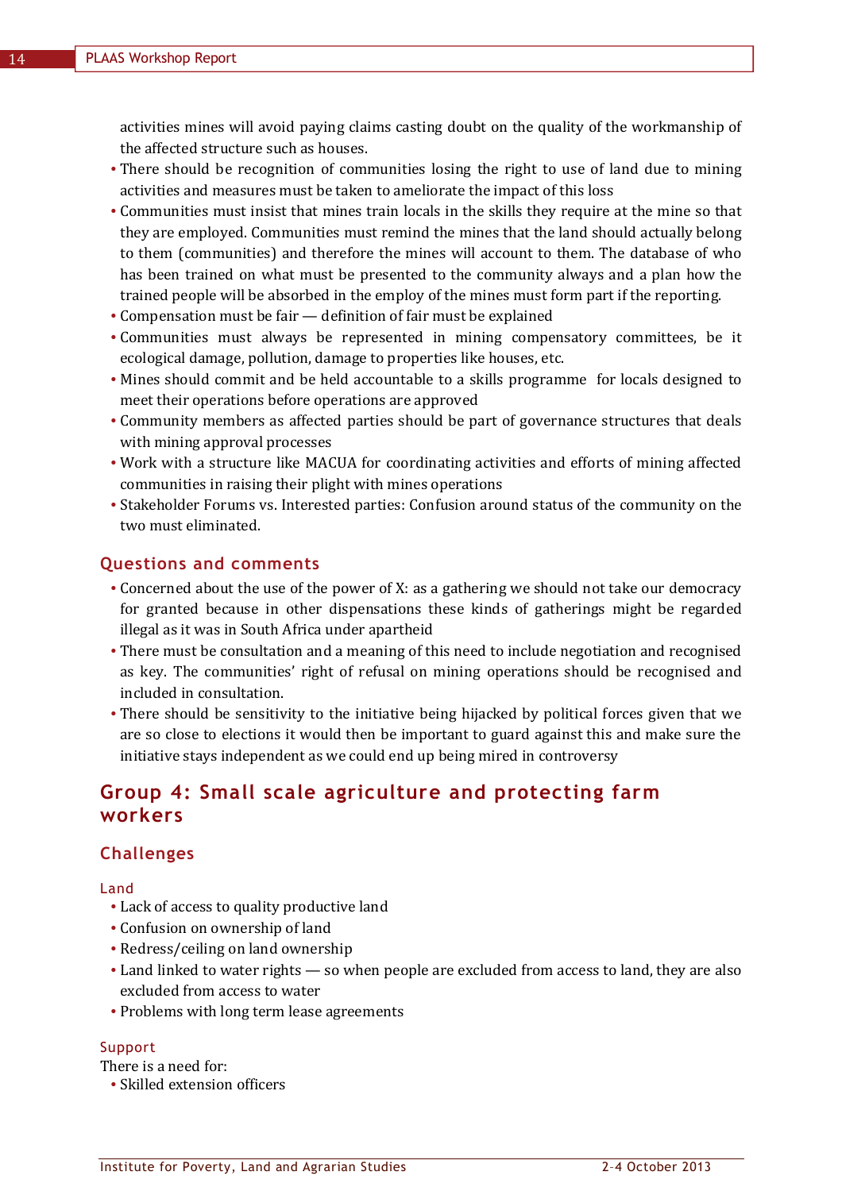activities mines will avoid paying claims casting doubt on the quality of the workmanship of the affected structure such as houses.

- There should be recognition of communities losing the right to use of land due to mining activities and measures must be taken to ameliorate the impact of this loss
- Communities must insist that mines train locals in the skills they require at the mine so that they are employed. Communities must remind the mines that the land should actually belong to them (communities) and therefore the mines will account to them. The database of who has been trained on what must be presented to the community always and a plan how the trained people will be absorbed in the employ of the mines must form part if the reporting.
- Compensation must be fair — definition of fair must be explained
- Communities must always be represented in mining compensatory committees, be it ecological damage, pollution, damage to properties like houses, etc.
- Mines should commit and be held accountable to a skills programme for locals designed to meet their operations before operations are approved
- Community members as affected parties should be part of governance structures that deals with mining approval processes
- Work with a structure like MACUA for coordinating activities and efforts of mining affected communities in raising their plight with mines operations
- Stakeholder Forums vs. Interested parties: Confusion around status of the community on the two must eliminated.

### Questions and comments

- Concerned about the use of the power of X: as a gathering we should not take our democracy for granted because in other dispensations these kinds of gatherings might be regarded illegal as it was in South Africa under apartheid
- There must be consultation and a meaning of this need to include negotiation and recognised as key. The communities' right of refusal on mining operations should be recognised and included in consultation.
- There should be sensitivity to the initiative being hijacked by political forces given that we are so close to elections it would then be important to guard against this and make sure the initiative stays independent as we could end up being mired in controversy

## Group 4: Small scale agriculture and protecting farm workers

### Challenges

#### Land

- Lack of access to quality productive land
- Confusion on ownership of land
- Redress/ceiling on land ownership
- Land linked to water rights — so when people are excluded from access to land, they are also excluded from access to water
- Problems with long term lease agreements

#### Support

There is a need for:

- Skilled extension officers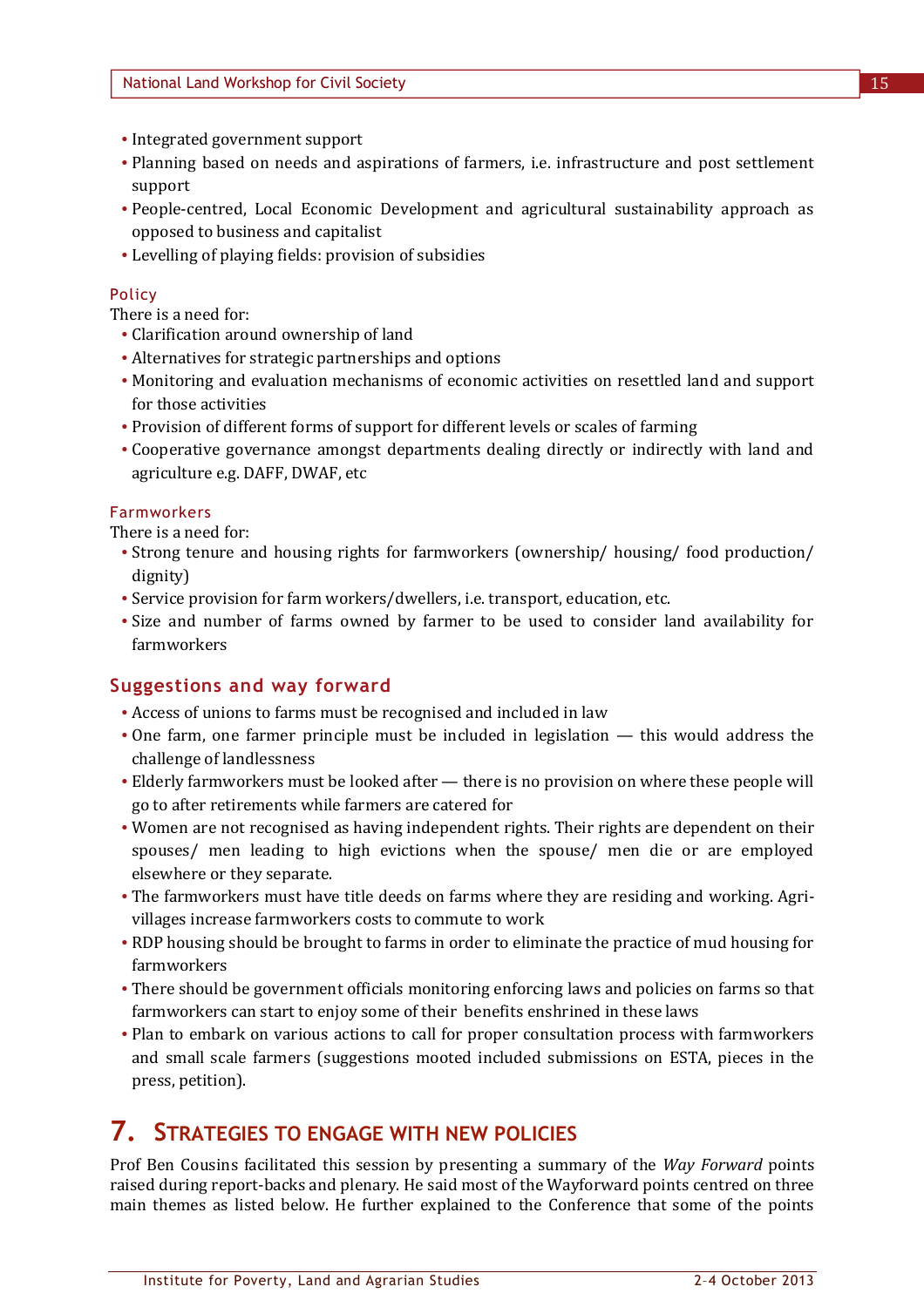- Integrated government support
- Planning based on needs and aspirations of farmers, i.e. infrastructure and post settlement support
- People-centred, Local Economic Development and agricultural sustainability approach as opposed to business and capitalist
- Levelling of playing fields: provision of subsidies

#### Policy

There is a need for:

- Clarification around ownership of land
- Alternatives for strategic partnerships and options
- Monitoring and evaluation mechanisms of economic activities on resettled land and support for those activities
- Provision of different forms of support for different levels or scales of farming
- Cooperative governance amongst departments dealing directly or indirectly with land and agriculture e.g. DAFF, DWAF, etc

#### Farmworkers

There is a need for:

- Strong tenure and housing rights for farmworkers (ownership/ housing/ food production/ dignity)
- Service provision for farm workers/dwellers, i.e. transport, education, etc.
- Size and number of farms owned by farmer to be used to consider land availability for farmworkers

### Suggestions and way forward

- Access of unions to farms must be recognised and included in law
- One farm, one farmer principle must be included in legislation — this would address the challenge of landlessness
- Elderly farmworkers must be looked after — there is no provision on where these people will go to after retirements while farmers are catered for
- Women are not recognised as having independent rights. Their rights are dependent on their spouses/ men leading to high evictions when the spouse/ men die or are employed elsewhere or they separate.
- The farmworkers must have title deeds on farms where they are residing and working. Agri-villages increase farmworkers costs to commute to work
- RDP housing should be brought to farms in order to eliminate the practice of mud housing for farmworkers
- There should be government officials monitoring enforcing laws and policies on farms so that farmworkers can start to enjoy some of their benefits enshrined in these laws
- Plan to embark on various actions to call for proper consultation process with farmworkers and small scale farmers (suggestions mooted included submissions on ESTA, pieces in the press, petition).

## 7. Strategies to engage with new policies

Prof Ben Cousins facilitated this session by presenting a summary of the *Way Forward* points raised during report-backs and plenary. He said most of the Wayforward points centred on three main themes as listed below. He further explained to the Conference that some of the points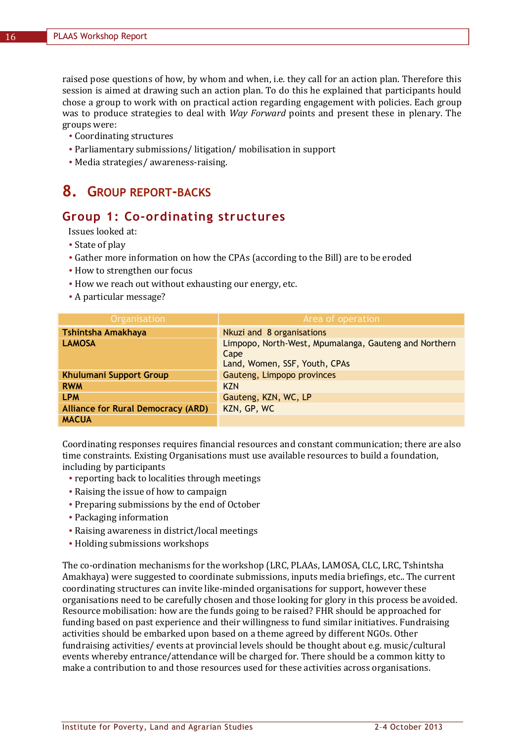raised pose questions of how, by whom and when, i.e. they call for an action plan. Therefore this session is aimed at drawing such an action plan. To do this he explained that participants hould chose a group to work with on practical action regarding engagement with policies. Each group was to produce strategies to deal with *Way Forward* points and present these in plenary. The groups were:

- Coordinating structures
- Parliamentary submissions/ litigation/ mobilisation in support
- Media strategies/ awareness-raising.

## 8. Group Report-Backs

### Group 1: Co-ordinating structures

Issues looked at:

- State of play
- Gather more information on how the CPAs (according to the Bill) are to be eroded
- How to strengthen our focus
- How we reach out without exhausting our energy, etc.
- A particular message?

| Organisation | Area of operation |
|---|---|
| **Tshintsha Amakhaya** | Nkuzi and 8 organisations |
| **LAMOSA** | Limpopo, North-West, Mpumalanga, Gauteng and Northern Cape<br>Land, Women, SSF, Youth, CPAs |
| **Khulumani Support Group** | Gauteng, Limpopo provinces |
| **RWM** | KZN |
| **LPM** | Gauteng, KZN, WC, LP |
| **Alliance for Rural Democracy (ARD)** | KZN, GP, WC |
| **MACUA** | |

Coordinating responses requires financial resources and constant communication; there are also time constraints. Existing Organisations must use available resources to build a foundation, including by participants

- reporting back to localities through meetings
- Raising the issue of how to campaign
- Preparing submissions by the end of October
- Packaging information
- Raising awareness in district/local meetings
- Holding submissions workshops

The co-ordination mechanisms for the workshop (LRC, PLAAs, LAMOSA, CLC, LRC, Tshintsha Amakhaya) were suggested to coordinate submissions, inputs media briefings, etc.. The current coordinating structures can invite like-minded organisations for support, however these organisations need to be carefully chosen and those looking for glory in this process be avoided. Resource mobilisation: how are the funds going to be raised? FHR should be approached for funding based on past experience and their willingness to fund similar initiatives. Fundraising activities should be embarked upon based on a theme agreed by different NGOs. Other fundraising activities/ events at provincial levels should be thought about e.g. music/cultural events whereby entrance/attendance will be charged for. There should be a common kitty to make a contribution to and those resources used for these activities across organisations.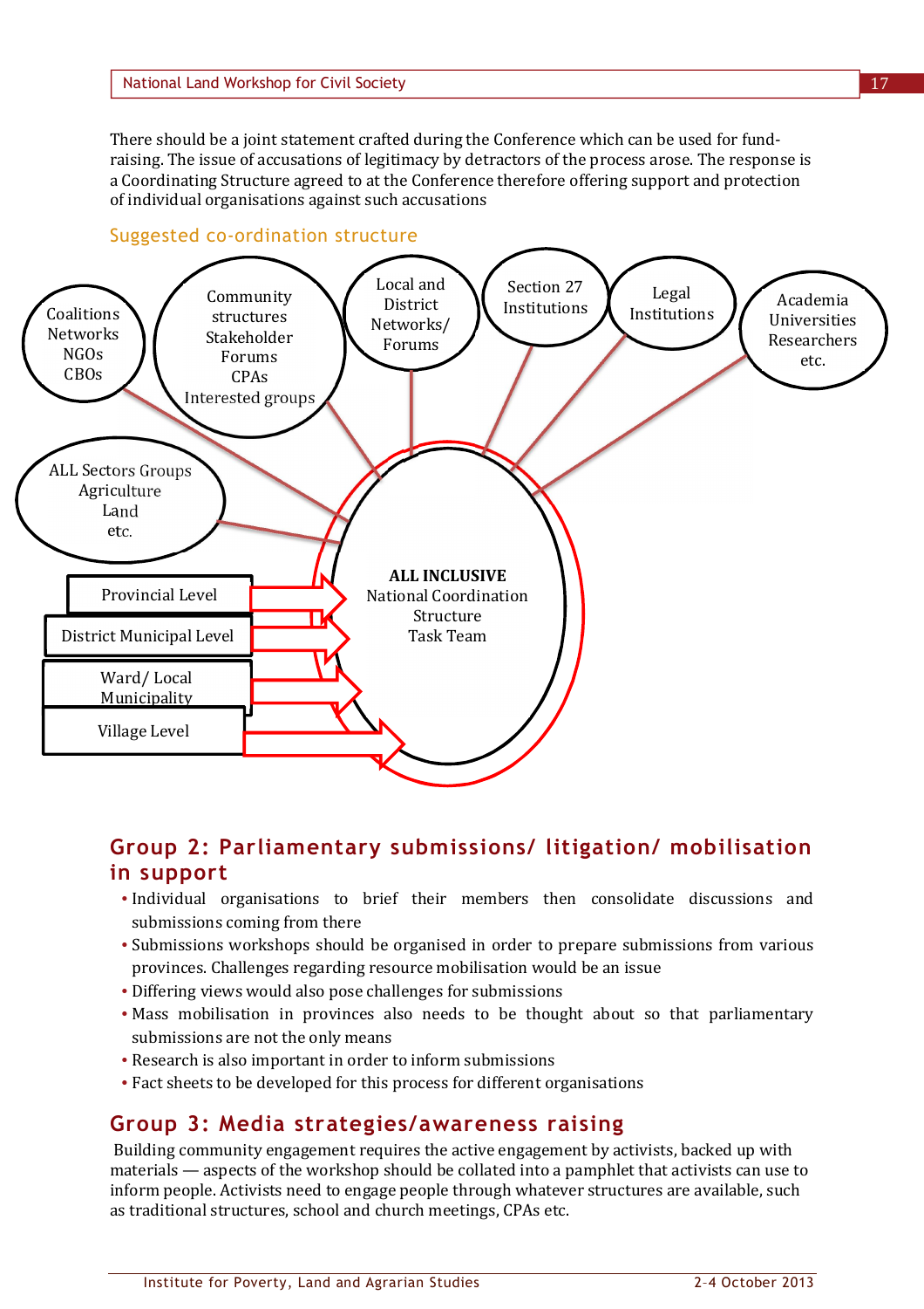There should be a joint statement crafted during the Conference which can be used for fund-raising. The issue of accusations of legitimacy by detractors of the process arose. The response is a Coordinating Structure agreed to at the Conference therefore offering support and protection of individual organisations against such accusations

## Suggested co-ordination structure

Coalitions Networks NGOs CBOs

Community structures Stakeholder Forums CPAs Interested groups

Local and District Networks/ Forums

Section 27 Institutions

Legal Institutions

Academia Universities Researchers etc.

ALL Sectors Groups Agriculture Land etc.

Provincial Level

District Municipal Level

Ward/ Local Municipality

Village Level

**ALL INCLUSIVE** National Coordination Structure Task Team

## Group 2: Parliamentary submissions/ litigation/ mobilisation in support

- Individual organisations to brief their members then consolidate discussions and submissions coming from there
- Submissions workshops should be organised in order to prepare submissions from various provinces. Challenges regarding resource mobilisation would be an issue
- Differing views would also pose challenges for submissions
- Mass mobilisation in provinces also needs to be thought about so that parliamentary submissions are not the only means
- Research is also important in order to inform submissions
- Fact sheets to be developed for this process for different organisations

## Group 3: Media strategies/awareness raising

Building community engagement requires the active engagement by activists, backed up with materials — aspects of the workshop should be collated into a pamphlet that activists can use to inform people. Activists need to engage people through whatever structures are available, such as traditional structures, school and church meetings, CPAs etc.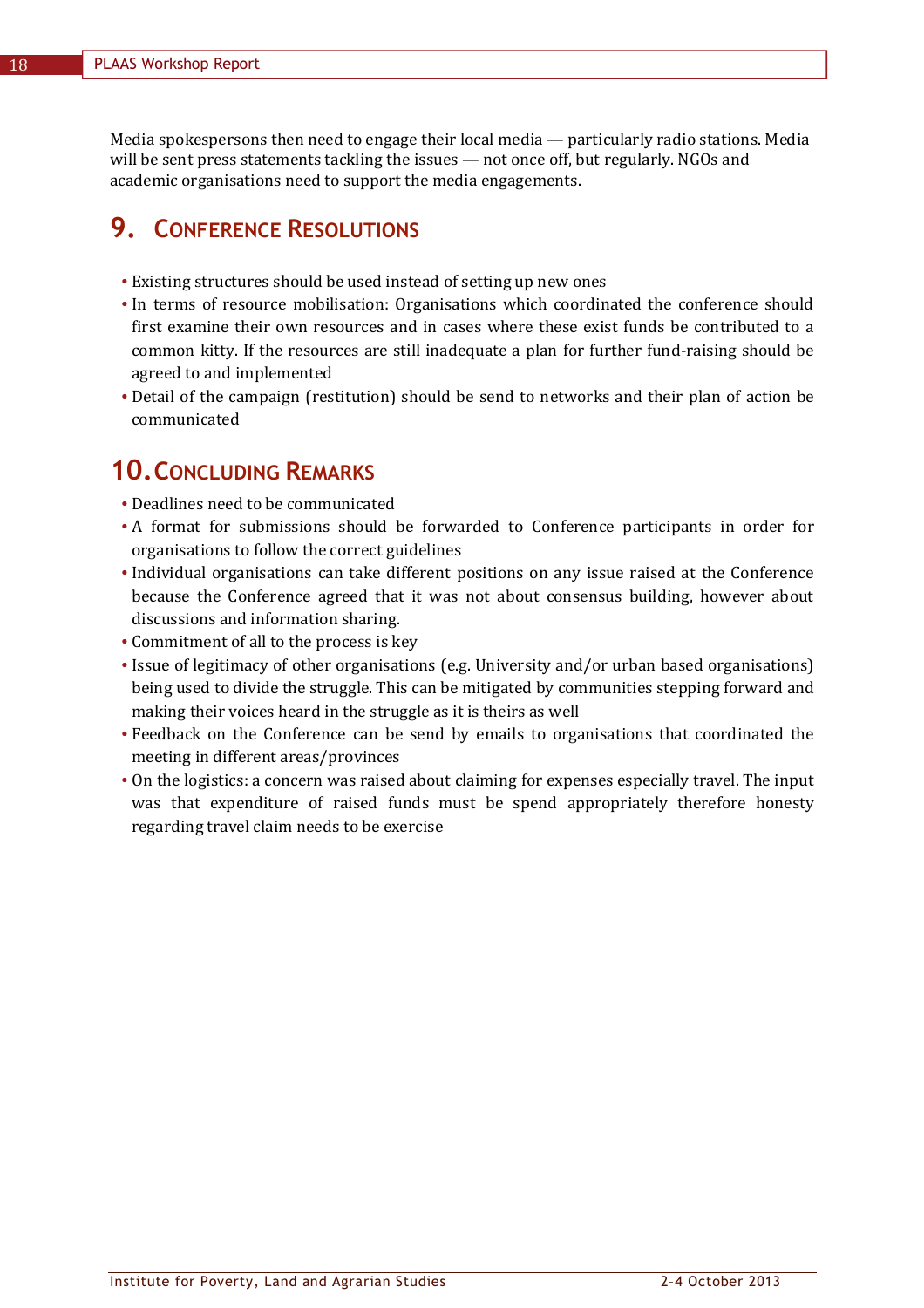Media spokespersons then need to engage their local media — particularly radio stations. Media will be sent press statements tackling the issues — not once off, but regularly. NGOs and academic organisations need to support the media engagements.

## 9. Conference Resolutions

- Existing structures should be used instead of setting up new ones
- In terms of resource mobilisation: Organisations which coordinated the conference should first examine their own resources and in cases where these exist funds be contributed to a common kitty. If the resources are still inadequate a plan for further fund-raising should be agreed to and implemented
- Detail of the campaign (restitution) should be send to networks and their plan of action be communicated

## 10. Concluding Remarks

- Deadlines need to be communicated
- A format for submissions should be forwarded to Conference participants in order for organisations to follow the correct guidelines
- Individual organisations can take different positions on any issue raised at the Conference because the Conference agreed that it was not about consensus building, however about discussions and information sharing.
- Commitment of all to the process is key
- Issue of legitimacy of other organisations (e.g. University and/or urban based organisations) being used to divide the struggle. This can be mitigated by communities stepping forward and making their voices heard in the struggle as it is theirs as well
- Feedback on the Conference can be send by emails to organisations that coordinated the meeting in different areas/provinces
- On the logistics: a concern was raised about claiming for expenses especially travel. The input was that expenditure of raised funds must be spend appropriately therefore honesty regarding travel claim needs to be exercise